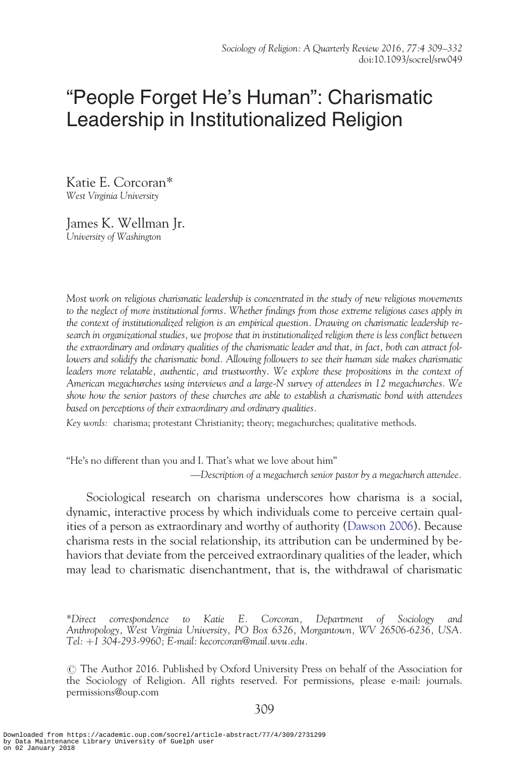# "People Forget He's Human": Charismatic Leadership in Institutionalized Religion

Katie E. Corcoran*
*West Virginia University*

James K. Wellman Jr.
*University of Washington*

*Most work on religious charismatic leadership is concentrated in the study of new religious movements to the neglect of more institutional forms. Whether findings from those extreme religious cases apply in the context of institutionalized religion is an empirical question. Drawing on charismatic leadership research in organizational studies, we propose that in institutionalized religion there is less conflict between the extraordinary and ordinary qualities of the charismatic leader and that, in fact, both can attract followers and solidify the charismatic bond. Allowing followers to see their human side makes charismatic leaders more relatable, authentic, and trustworthy. We explore these propositions in the context of American megachurches using interviews and a large-N survey of attendees in 12 megachurches. We show how the senior pastors of these churches are able to establish a charismatic bond with attendees based on perceptions of their extraordinary and ordinary qualities.*

*Key words:* charisma; protestant Christianity; theory; megachurches; qualitative methods.

"He's no different than you and I. That's what we love about him"

—*Description of a megachurch senior pastor by a megachurch attendee.*

Sociological research on charisma underscores how charisma is a social, dynamic, interactive process by which individuals come to perceive certain qualities of a person as extraordinary and worthy of authority (Dawson 2006). Because charisma rests in the social relationship, its attribution can be undermined by behaviors that deviate from the perceived extraordinary qualities of the leader, which may lead to charismatic disenchantment, that is, the withdrawal of charismatic

*Direct correspondence to Katie E. Corcoran, Department of Sociology and Anthropology, West Virginia University, PO Box 6326, Morgantown, WV 26506-6236, USA. Tel: +1 304-293-9960; E-mail: kecorcoran@mail.wvu.edu.

© The Author 2016. Published by Oxford University Press on behalf of the Association for the Sociology of Religion. All rights reserved. For permissions, please e-mail: journals.permissions@oup.com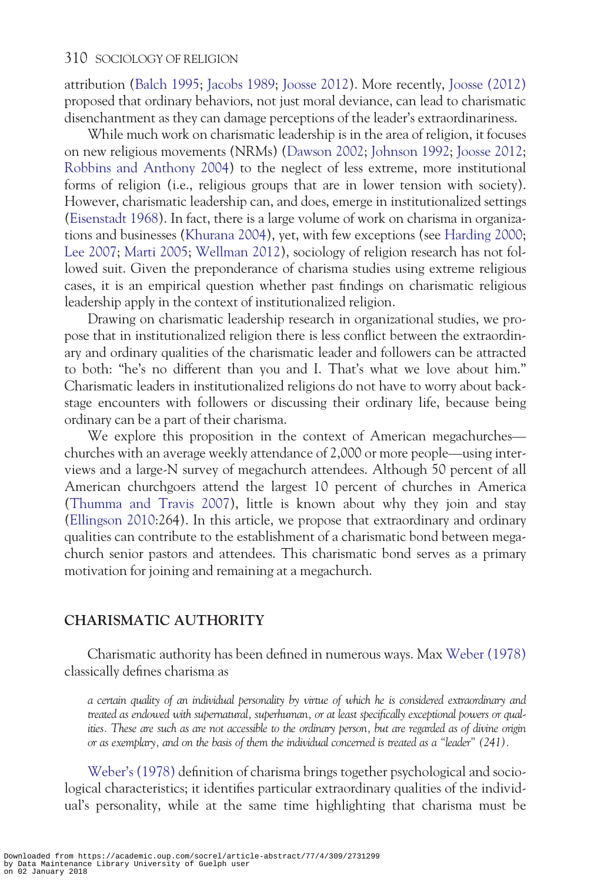attribution (Balch 1995; Jacobs 1989; Joosse 2012). More recently, Joosse (2012) proposed that ordinary behaviors, not just moral deviance, can lead to charismatic disenchantment as they can damage perceptions of the leader's extraordinariness.

While much work on charismatic leadership is in the area of religion, it focuses on new religious movements (NRMs) (Dawson 2002; Johnson 1992; Joosse 2012; Robbins and Anthony 2004) to the neglect of less extreme, more institutional forms of religion (i.e., religious groups that are in lower tension with society). However, charismatic leadership can, and does, emerge in institutionalized settings (Eisenstadt 1968). In fact, there is a large volume of work on charisma in organizations and businesses (Khurana 2004), yet, with few exceptions (see Harding 2000; Lee 2007; Marti 2005; Wellman 2012), sociology of religion research has not followed suit. Given the preponderance of charisma studies using extreme religious cases, it is an empirical question whether past findings on charismatic religious leadership apply in the context of institutionalized religion.

Drawing on charismatic leadership research in organizational studies, we propose that in institutionalized religion there is less conflict between the extraordinary and ordinary qualities of the charismatic leader and followers can be attracted to both: "he's no different than you and I. That's what we love about him." Charismatic leaders in institutionalized religions do not have to worry about backstage encounters with followers or discussing their ordinary life, because being ordinary can be a part of their charisma.

We explore this proposition in the context of American megachurches—churches with an average weekly attendance of 2,000 or more people—using interviews and a large-N survey of megachurch attendees. Although 50 percent of all American churchgoers attend the largest 10 percent of churches in America (Thumma and Travis 2007), little is known about why they join and stay (Ellingson 2010:264). In this article, we propose that extraordinary and ordinary qualities can contribute to the establishment of a charismatic bond between megachurch senior pastors and attendees. This charismatic bond serves as a primary motivation for joining and remaining at a megachurch.

## CHARISMATIC AUTHORITY

Charismatic authority has been defined in numerous ways. Max Weber (1978) classically defines charisma as

> *a certain quality of an individual personality by virtue of which he is considered extraordinary and treated as endowed with supernatural, superhuman, or at least specifically exceptional powers or qualities. These are such as are not accessible to the ordinary person, but are regarded as of divine origin or as exemplary, and on the basis of them the individual concerned is treated as a "leader" (241).*

Weber's (1978) definition of charisma brings together psychological and sociological characteristics; it identifies particular extraordinary qualities of the individual's personality, while at the same time highlighting that charisma must be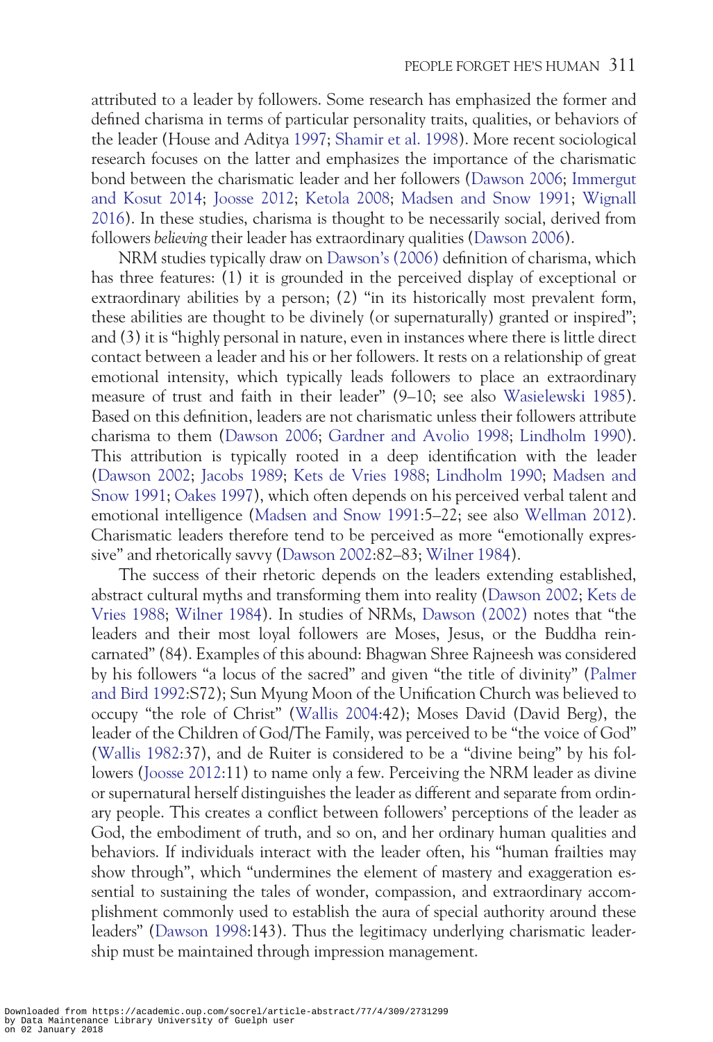attributed to a leader by followers. Some research has emphasized the former and defined charisma in terms of particular personality traits, qualities, or behaviors of the leader (House and Aditya 1997; Shamir et al. 1998). More recent sociological research focuses on the latter and emphasizes the importance of the charismatic bond between the charismatic leader and her followers (Dawson 2006; Immergut and Kosut 2014; Joosse 2012; Ketola 2008; Madsen and Snow 1991; Wignall 2016). In these studies, charisma is thought to be necessarily social, derived from followers *believing* their leader has extraordinary qualities (Dawson 2006).

NRM studies typically draw on Dawson's (2006) definition of charisma, which has three features: (1) it is grounded in the perceived display of exceptional or extraordinary abilities by a person; (2) "in its historically most prevalent form, these abilities are thought to be divinely (or supernaturally) granted or inspired"; and (3) it is "highly personal in nature, even in instances where there is little direct contact between a leader and his or her followers. It rests on a relationship of great emotional intensity, which typically leads followers to place an extraordinary measure of trust and faith in their leader" (9–10; see also Wasielewski 1985). Based on this definition, leaders are not charismatic unless their followers attribute charisma to them (Dawson 2006; Gardner and Avolio 1998; Lindholm 1990). This attribution is typically rooted in a deep identification with the leader (Dawson 2002; Jacobs 1989; Kets de Vries 1988; Lindholm 1990; Madsen and Snow 1991; Oakes 1997), which often depends on his perceived verbal talent and emotional intelligence (Madsen and Snow 1991:5–22; see also Wellman 2012). Charismatic leaders therefore tend to be perceived as more "emotionally expressive" and rhetorically savvy (Dawson 2002:82–83; Wilner 1984).

The success of their rhetoric depends on the leaders extending established, abstract cultural myths and transforming them into reality (Dawson 2002; Kets de Vries 1988; Wilner 1984). In studies of NRMs, Dawson (2002) notes that "the leaders and their most loyal followers are Moses, Jesus, or the Buddha reincarnated" (84). Examples of this abound: Bhagwan Shree Rajneesh was considered by his followers "a locus of the sacred" and given "the title of divinity" (Palmer and Bird 1992:S72); Sun Myung Moon of the Unification Church was believed to occupy "the role of Christ" (Wallis 2004:42); Moses David (David Berg), the leader of the Children of God/The Family, was perceived to be "the voice of God" (Wallis 1982:37), and de Ruiter is considered to be a "divine being" by his followers (Joosse 2012:11) to name only a few. Perceiving the NRM leader as divine or supernatural herself distinguishes the leader as different and separate from ordinary people. This creates a conflict between followers' perceptions of the leader as God, the embodiment of truth, and so on, and her ordinary human qualities and behaviors. If individuals interact with the leader often, his "human frailties may show through", which "undermines the element of mastery and exaggeration essential to sustaining the tales of wonder, compassion, and extraordinary accomplishment commonly used to establish the aura of special authority around these leaders" (Dawson 1998:143). Thus the legitimacy underlying charismatic leadership must be maintained through impression management.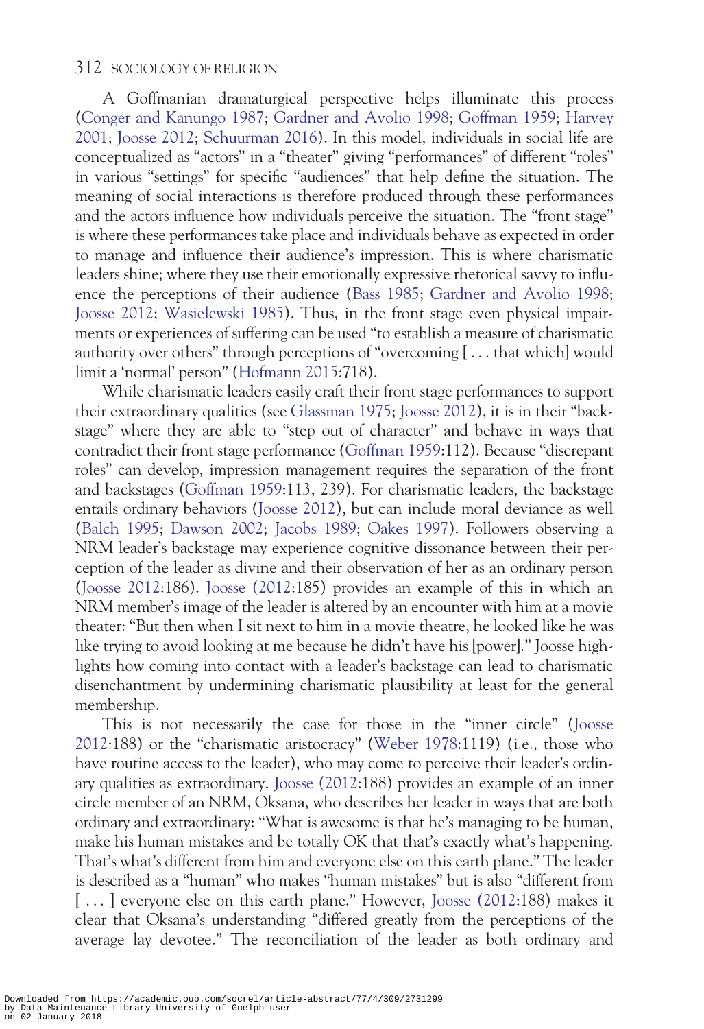A Goffmanian dramaturgical perspective helps illuminate this process (Conger and Kanungo 1987; Gardner and Avolio 1998; Goffman 1959; Harvey 2001; Joosse 2012; Schuurman 2016). In this model, individuals in social life are conceptualized as "actors" in a "theater" giving "performances" of different "roles" in various "settings" for specific "audiences" that help define the situation. The meaning of social interactions is therefore produced through these performances and the actors influence how individuals perceive the situation. The "front stage" is where these performances take place and individuals behave as expected in order to manage and influence their audience's impression. This is where charismatic leaders shine; where they use their emotionally expressive rhetorical savvy to influence the perceptions of their audience (Bass 1985; Gardner and Avolio 1998; Joosse 2012; Wasielewski 1985). Thus, in the front stage even physical impairments or experiences of suffering can be used "to establish a measure of charismatic authority over others" through perceptions of "overcoming [ . . . that which] would limit a 'normal' person" (Hofmann 2015:718).

While charismatic leaders easily craft their front stage performances to support their extraordinary qualities (see Glassman 1975; Joosse 2012), it is in their "backstage" where they are able to "step out of character" and behave in ways that contradict their front stage performance (Goffman 1959:112). Because "discrepant roles" can develop, impression management requires the separation of the front and backstages (Goffman 1959:113, 239). For charismatic leaders, the backstage entails ordinary behaviors (Joosse 2012), but can include moral deviance as well (Balch 1995; Dawson 2002; Jacobs 1989; Oakes 1997). Followers observing a NRM leader's backstage may experience cognitive dissonance between their perception of the leader as divine and their observation of her as an ordinary person (Joosse 2012:186). Joosse (2012:185) provides an example of this in which an NRM member's image of the leader is altered by an encounter with him at a movie theater: "But then when I sit next to him in a movie theatre, he looked like he was like trying to avoid looking at me because he didn't have his [power]." Joosse highlights how coming into contact with a leader's backstage can lead to charismatic disenchantment by undermining charismatic plausibility at least for the general membership.

This is not necessarily the case for those in the "inner circle" (Joosse 2012:188) or the "charismatic aristocracy" (Weber 1978:1119) (i.e., those who have routine access to the leader), who may come to perceive their leader's ordinary qualities as extraordinary. Joosse (2012:188) provides an example of an inner circle member of an NRM, Oksana, who describes her leader in ways that are both ordinary and extraordinary: "What is awesome is that he's managing to be human, make his human mistakes and be totally OK that that's exactly what's happening. That's what's different from him and everyone else on this earth plane." The leader is described as a "human" who makes "human mistakes" but is also "different from [ . . . ] everyone else on this earth plane." However, Joosse (2012:188) makes it clear that Oksana's understanding "differed greatly from the perceptions of the average lay devotee." The reconciliation of the leader as both ordinary and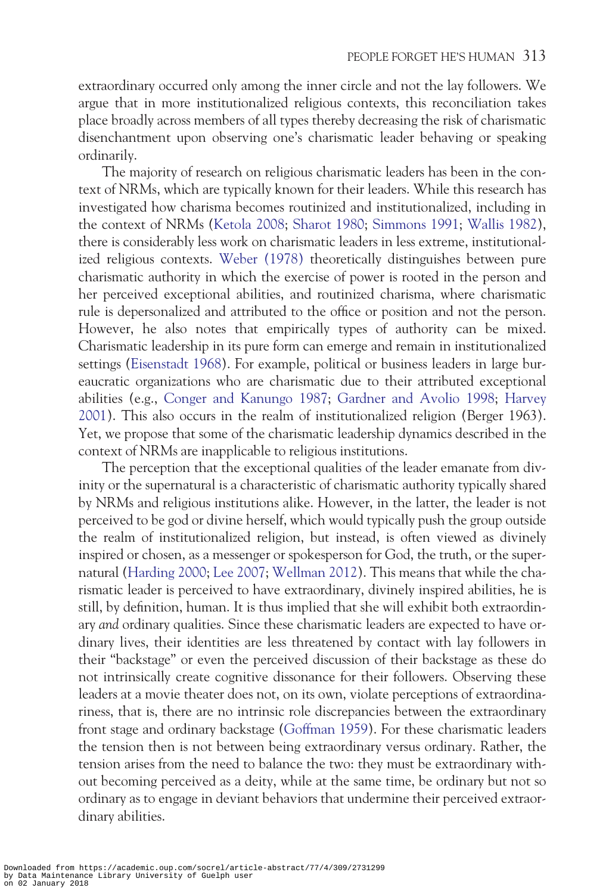extraordinary occurred only among the inner circle and not the lay followers. We argue that in more institutionalized religious contexts, this reconciliation takes place broadly across members of all types thereby decreasing the risk of charismatic disenchantment upon observing one's charismatic leader behaving or speaking ordinarily.

The majority of research on religious charismatic leaders has been in the context of NRMs, which are typically known for their leaders. While this research has investigated how charisma becomes routinized and institutionalized, including in the context of NRMs (Ketola 2008; Sharot 1980; Simmons 1991; Wallis 1982), there is considerably less work on charismatic leaders in less extreme, institutionalized religious contexts. Weber (1978) theoretically distinguishes between pure charismatic authority in which the exercise of power is rooted in the person and her perceived exceptional abilities, and routinized charisma, where charismatic rule is depersonalized and attributed to the office or position and not the person. However, he also notes that empirically types of authority can be mixed. Charismatic leadership in its pure form can emerge and remain in institutionalized settings (Eisenstadt 1968). For example, political or business leaders in large bureaucratic organizations who are charismatic due to their attributed exceptional abilities (e.g., Conger and Kanungo 1987; Gardner and Avolio 1998; Harvey 2001). This also occurs in the realm of institutionalized religion (Berger 1963). Yet, we propose that some of the charismatic leadership dynamics described in the context of NRMs are inapplicable to religious institutions.

The perception that the exceptional qualities of the leader emanate from divinity or the supernatural is a characteristic of charismatic authority typically shared by NRMs and religious institutions alike. However, in the latter, the leader is not perceived to be god or divine herself, which would typically push the group outside the realm of institutionalized religion, but instead, is often viewed as divinely inspired or chosen, as a messenger or spokesperson for God, the truth, or the supernatural (Harding 2000; Lee 2007; Wellman 2012). This means that while the charismatic leader is perceived to have extraordinary, divinely inspired abilities, he is still, by definition, human. It is thus implied that she will exhibit both extraordinary *and* ordinary qualities. Since these charismatic leaders are expected to have ordinary lives, their identities are less threatened by contact with lay followers in their "backstage" or even the perceived discussion of their backstage as these do not intrinsically create cognitive dissonance for their followers. Observing these leaders at a movie theater does not, on its own, violate perceptions of extraordinariness, that is, there are no intrinsic role discrepancies between the extraordinary front stage and ordinary backstage (Goffman 1959). For these charismatic leaders the tension then is not between being extraordinary versus ordinary. Rather, the tension arises from the need to balance the two: they must be extraordinary without becoming perceived as a deity, while at the same time, be ordinary but not so ordinary as to engage in deviant behaviors that undermine their perceived extraordinary abilities.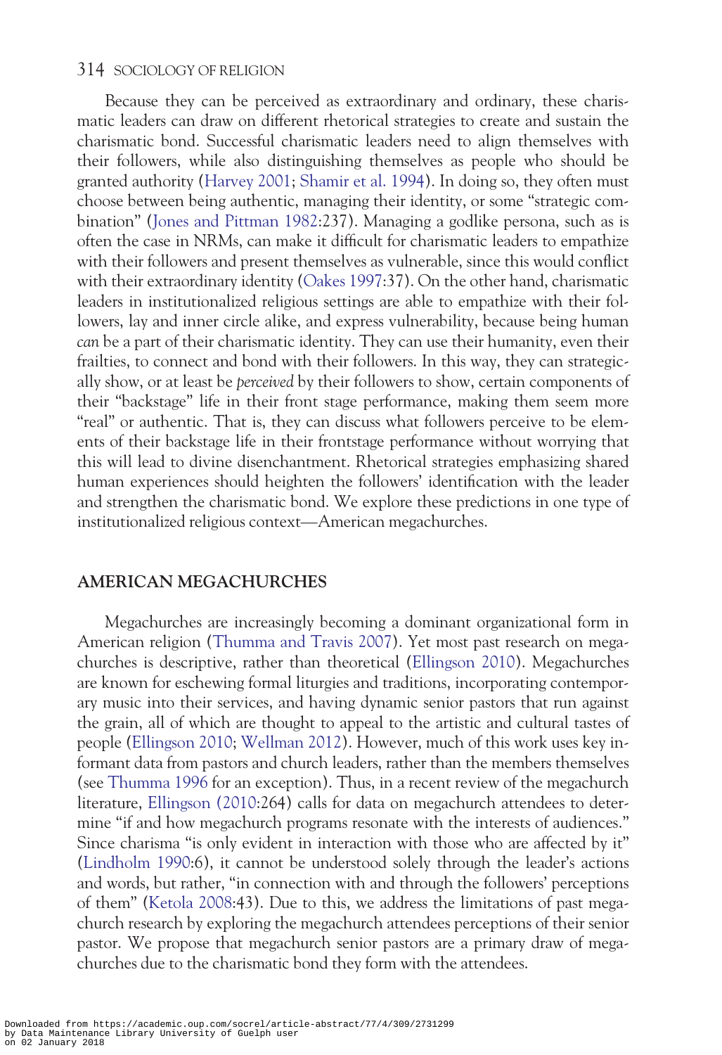Because they can be perceived as extraordinary and ordinary, these charismatic leaders can draw on different rhetorical strategies to create and sustain the charismatic bond. Successful charismatic leaders need to align themselves with their followers, while also distinguishing themselves as people who should be granted authority (Harvey 2001; Shamir et al. 1994). In doing so, they often must choose between being authentic, managing their identity, or some "strategic combination" (Jones and Pittman 1982:237). Managing a godlike persona, such as is often the case in NRMs, can make it difficult for charismatic leaders to empathize with their followers and present themselves as vulnerable, since this would conflict with their extraordinary identity (Oakes 1997:37). On the other hand, charismatic leaders in institutionalized religious settings are able to empathize with their followers, lay and inner circle alike, and express vulnerability, because being human *can* be a part of their charismatic identity. They can use their humanity, even their frailties, to connect and bond with their followers. In this way, they can strategically show, or at least be *perceived* by their followers to show, certain components of their "backstage" life in their front stage performance, making them seem more "real" or authentic. That is, they can discuss what followers perceive to be elements of their backstage life in their frontstage performance without worrying that this will lead to divine disenchantment. Rhetorical strategies emphasizing shared human experiences should heighten the followers' identification with the leader and strengthen the charismatic bond. We explore these predictions in one type of institutionalized religious context—American megachurches.

## AMERICAN MEGACHURCHES

Megachurches are increasingly becoming a dominant organizational form in American religion (Thumma and Travis 2007). Yet most past research on megachurches is descriptive, rather than theoretical (Ellingson 2010). Megachurches are known for eschewing formal liturgies and traditions, incorporating contemporary music into their services, and having dynamic senior pastors that run against the grain, all of which are thought to appeal to the artistic and cultural tastes of people (Ellingson 2010; Wellman 2012). However, much of this work uses key informant data from pastors and church leaders, rather than the members themselves (see Thumma 1996 for an exception). Thus, in a recent review of the megachurch literature, Ellingson (2010:264) calls for data on megachurch attendees to determine "if and how megachurch programs resonate with the interests of audiences." Since charisma "is only evident in interaction with those who are affected by it" (Lindholm 1990:6), it cannot be understood solely through the leader's actions and words, but rather, "in connection with and through the followers' perceptions of them" (Ketola 2008:43). Due to this, we address the limitations of past megachurch research by exploring the megachurch attendees perceptions of their senior pastor. We propose that megachurch senior pastors are a primary draw of megachurches due to the charismatic bond they form with the attendees.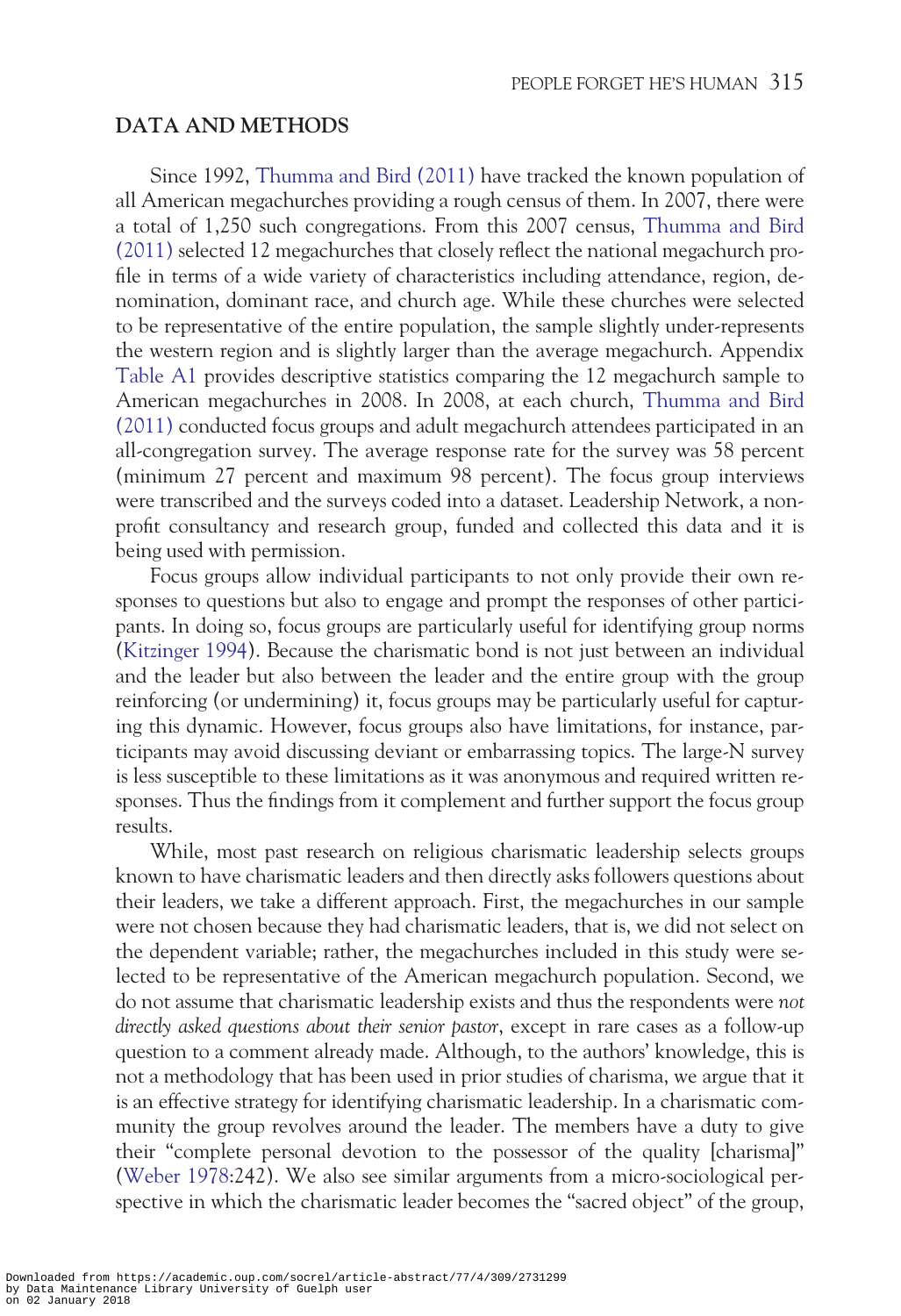## DATA AND METHODS

Since 1992, Thumma and Bird (2011) have tracked the known population of all American megachurches providing a rough census of them. In 2007, there were a total of 1,250 such congregations. From this 2007 census, Thumma and Bird (2011) selected 12 megachurches that closely reflect the national megachurch profile in terms of a wide variety of characteristics including attendance, region, denomination, dominant race, and church age. While these churches were selected to be representative of the entire population, the sample slightly under-represents the western region and is slightly larger than the average megachurch. Appendix Table A1 provides descriptive statistics comparing the 12 megachurch sample to American megachurches in 2008. In 2008, at each church, Thumma and Bird (2011) conducted focus groups and adult megachurch attendees participated in an all-congregation survey. The average response rate for the survey was 58 percent (minimum 27 percent and maximum 98 percent). The focus group interviews were transcribed and the surveys coded into a dataset. Leadership Network, a nonprofit consultancy and research group, funded and collected this data and it is being used with permission.

Focus groups allow individual participants to not only provide their own responses to questions but also to engage and prompt the responses of other participants. In doing so, focus groups are particularly useful for identifying group norms (Kitzinger 1994). Because the charismatic bond is not just between an individual and the leader but also between the leader and the entire group with the group reinforcing (or undermining) it, focus groups may be particularly useful for capturing this dynamic. However, focus groups also have limitations, for instance, participants may avoid discussing deviant or embarrassing topics. The large-N survey is less susceptible to these limitations as it was anonymous and required written responses. Thus the findings from it complement and further support the focus group results.

While, most past research on religious charismatic leadership selects groups known to have charismatic leaders and then directly asks followers questions about their leaders, we take a different approach. First, the megachurches in our sample were not chosen because they had charismatic leaders, that is, we did not select on the dependent variable; rather, the megachurches included in this study were selected to be representative of the American megachurch population. Second, we do not assume that charismatic leadership exists and thus the respondents were *not directly asked questions about their senior pastor*, except in rare cases as a follow-up question to a comment already made. Although, to the authors' knowledge, this is not a methodology that has been used in prior studies of charisma, we argue that it is an effective strategy for identifying charismatic leadership. In a charismatic community the group revolves around the leader. The members have a duty to give their "complete personal devotion to the possessor of the quality [charisma]" (Weber 1978:242). We also see similar arguments from a micro-sociological perspective in which the charismatic leader becomes the "sacred object" of the group,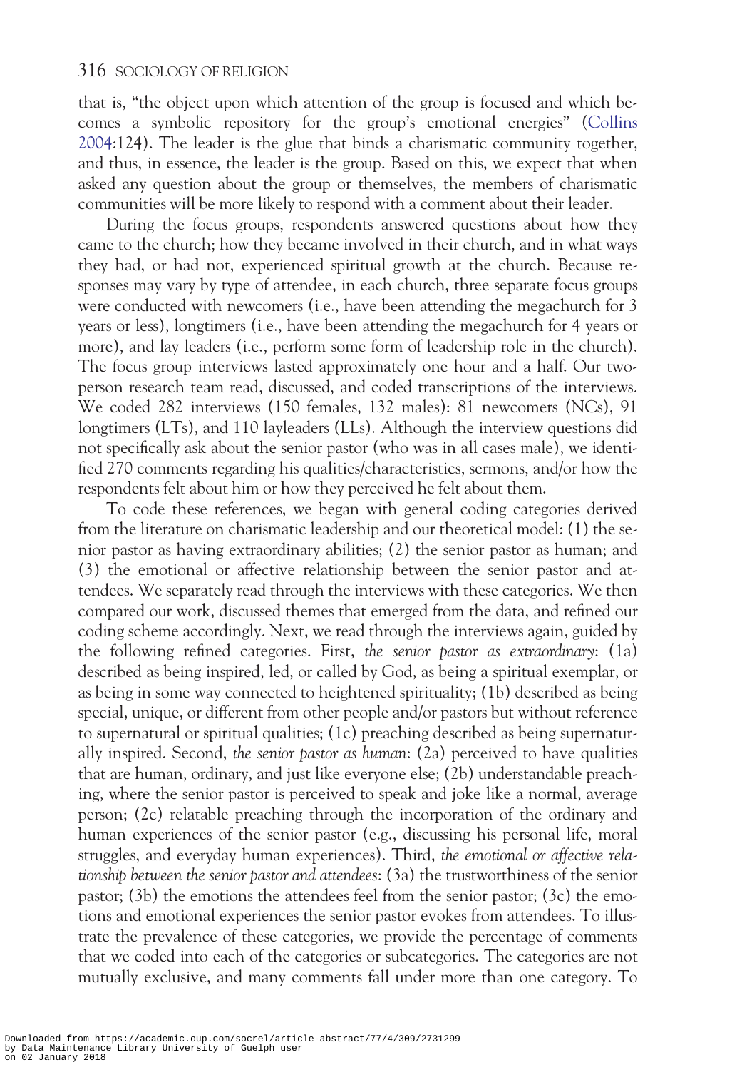that is, "the object upon which attention of the group is focused and which becomes a symbolic repository for the group's emotional energies" (Collins 2004:124). The leader is the glue that binds a charismatic community together, and thus, in essence, the leader is the group. Based on this, we expect that when asked any question about the group or themselves, the members of charismatic communities will be more likely to respond with a comment about their leader.

During the focus groups, respondents answered questions about how they came to the church; how they became involved in their church, and in what ways they had, or had not, experienced spiritual growth at the church. Because responses may vary by type of attendee, in each church, three separate focus groups were conducted with newcomers (i.e., have been attending the megachurch for 3 years or less), longtimers (i.e., have been attending the megachurch for 4 years or more), and lay leaders (i.e., perform some form of leadership role in the church). The focus group interviews lasted approximately one hour and a half. Our two-person research team read, discussed, and coded transcriptions of the interviews. We coded 282 interviews (150 females, 132 males): 81 newcomers (NCs), 91 longtimers (LTs), and 110 layleaders (LLs). Although the interview questions did not specifically ask about the senior pastor (who was in all cases male), we identified 270 comments regarding his qualities/characteristics, sermons, and/or how the respondents felt about him or how they perceived he felt about them.

To code these references, we began with general coding categories derived from the literature on charismatic leadership and our theoretical model: (1) the senior pastor as having extraordinary abilities; (2) the senior pastor as human; and (3) the emotional or affective relationship between the senior pastor and attendees. We separately read through the interviews with these categories. We then compared our work, discussed themes that emerged from the data, and refined our coding scheme accordingly. Next, we read through the interviews again, guided by the following refined categories. First, *the senior pastor as extraordinary*: (1a) described as being inspired, led, or called by God, as being a spiritual exemplar, or as being in some way connected to heightened spirituality; (1b) described as being special, unique, or different from other people and/or pastors but without reference to supernatural or spiritual qualities; (1c) preaching described as being supernaturally inspired. Second, *the senior pastor as human*: (2a) perceived to have qualities that are human, ordinary, and just like everyone else; (2b) understandable preaching, where the senior pastor is perceived to speak and joke like a normal, average person; (2c) relatable preaching through the incorporation of the ordinary and human experiences of the senior pastor (e.g., discussing his personal life, moral struggles, and everyday human experiences). Third, *the emotional or affective relationship between the senior pastor and attendees*: (3a) the trustworthiness of the senior pastor; (3b) the emotions the attendees feel from the senior pastor; (3c) the emotions and emotional experiences the senior pastor evokes from attendees. To illustrate the prevalence of these categories, we provide the percentage of comments that we coded into each of the categories or subcategories. The categories are not mutually exclusive, and many comments fall under more than one category. To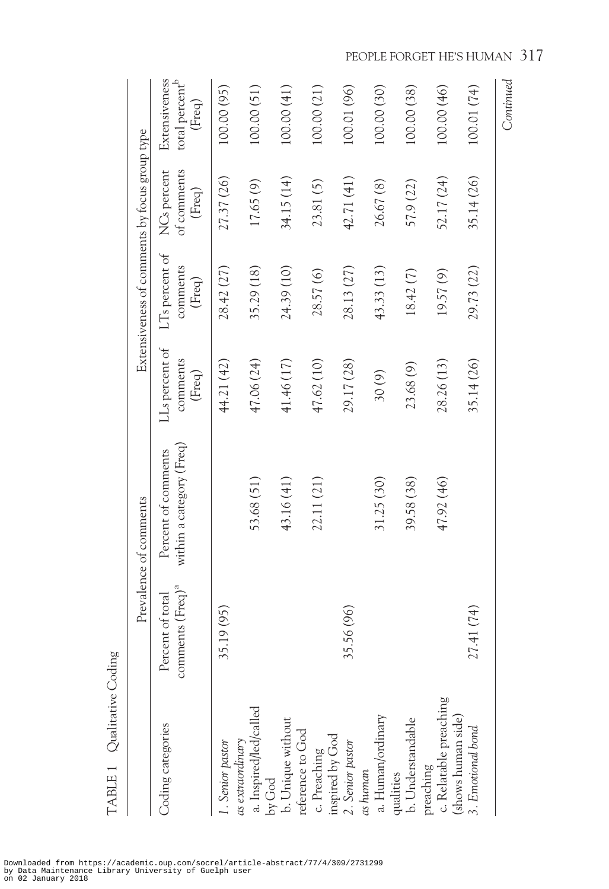TABLE 1 Qualitative Coding

| Coding categories | Prevalence of comments | | Extensiveness of comments by focus group type | | | |
|---|---|---|---|---|---|---|
| | Percent of total comments (Freq)[a] | Percent of comments within a category (Freq) | LLs percent of comments (Freq) | LTs percent of comments (Freq) | NCs percent of comments (Freq) | Extensiveness total percent[b] (Freq) |
| *1. Senior pastor as extraordinary* | 35.19 (95) | | 44.21 (42) | 28.42 (27) | 27.37 (26) | 100.00 (95) |
| a. Inspired/led/called by God | | 53.68 (51) | 47.06 (24) | 35.29 (18) | 17.65 (9) | 100.00 (51) |
| b. Unique without reference to God | | 43.16 (41) | 41.46 (17) | 24.39 (10) | 34.15 (14) | 100.00 (41) |
| c. Preaching inspired by God | | 22.11 (21) | 47.62 (10) | 28.57 (6) | 23.81 (5) | 100.00 (21) |
| *2. Senior pastor as human* | 35.56 (96) | | 29.17 (28) | 28.13 (27) | 42.71 (41) | 100.01 (96) |
| a. Human/ordinary qualities | | 31.25 (30) | 30 (9) | 43.33 (13) | 26.67 (8) | 100.00 (30) |
| b. Understandable preaching | | 39.58 (38) | 23.68 (9) | 18.42 (7) | 57.9 (22) | 100.00 (38) |
| c. Relatable preaching (shows human side) | | 47.92 (46) | 28.26 (13) | 19.57 (9) | 52.17 (24) | 100.00 (46) |
| *3. Emotional bond* | 27.41 (74) | | 35.14 (26) | 29.73 (22) | 35.14 (26) | 100.01 (74) |

*Continued*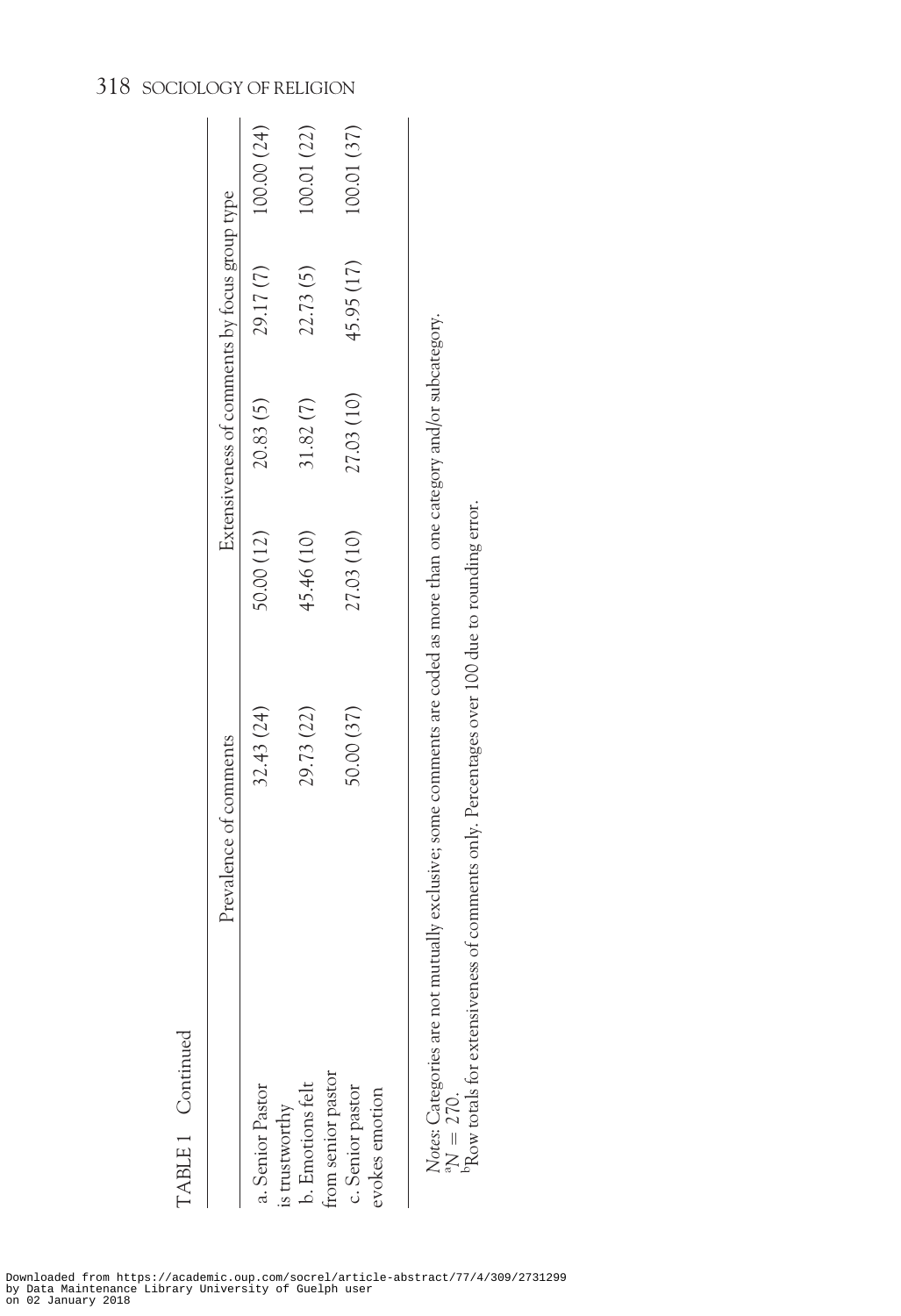TABLE 1 Continued

| | Prevalence of comments | Extensiveness of comments by focus group type | | | |
|---|---|---|---|---|---|
| a. Senior Pastor is trustworthy | 32.43 (24) | 50.00 (12) | 20.83 (5) | 29.17 (7) | 100.00 (24) |
| b. Emotions felt from senior pastor | 29.73 (22) | 45.46 (10) | 31.82 (7) | 22.73 (5) | 100.01 (22) |
| c. Senior pastor evokes emotion | 50.00 (37) | 27.03 (10) | 27.03 (10) | 45.95 (17) | 100.01 (37) |

*Notes*: Categories are not mutually exclusive; some comments are coded as more than one category and/or subcategory.
[a]$N = 270$.
[b]Row totals for extensiveness of comments only. Percentages over 100 due to rounding error.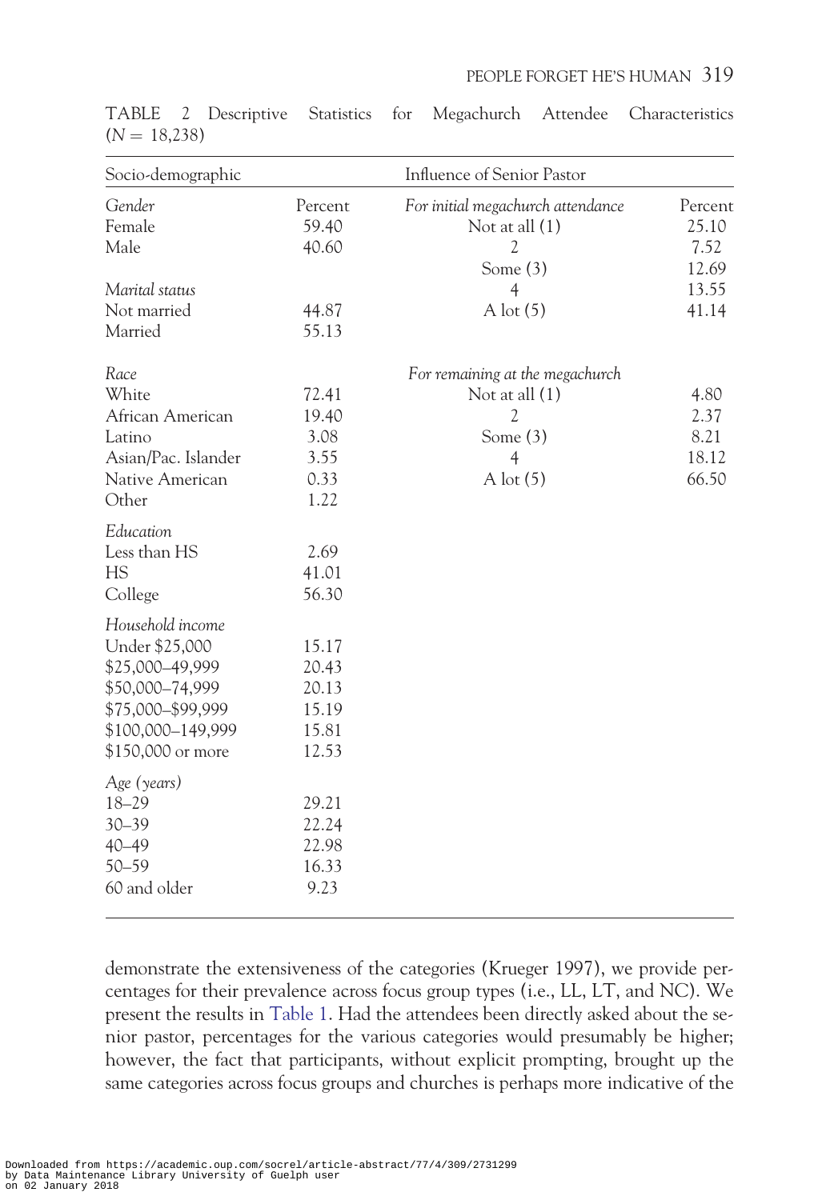TABLE 2 Descriptive Statistics for Megachurch Attendee Characteristics ($N = 18{,}238$)

| Socio-demographic | | Influence of Senior Pastor | |
|---|---|---|---|
| *Gender* | Percent | *For initial megachurch attendance* | Percent |
| Female | 59.40 | Not at all (1) | 25.10 |
| Male | 40.60 | 2 | 7.52 |
| | | Some (3) | 12.69 |
| *Marital status* | | 4 | 13.55 |
| Not married | 44.87 | A lot (5) | 41.14 |
| Married | 55.13 | | |
| *Race* | | *For remaining at the megachurch* | |
| White | 72.41 | Not at all (1) | 4.80 |
| African American | 19.40 | 2 | 2.37 |
| Latino | 3.08 | Some (3) | 8.21 |
| Asian/Pac. Islander | 3.55 | 4 | 18.12 |
| Native American | 0.33 | A lot (5) | 66.50 |
| Other | 1.22 | | |
| *Education* | | | |
| Less than HS | 2.69 | | |
| HS | 41.01 | | |
| College | 56.30 | | |
| *Household income* | | | |
| Under $25,000 | 15.17 | | |
| $25,000–49,999 | 20.43 | | |
| $50,000–74,999 | 20.13 | | |
| $75,000–$99,999 | 15.19 | | |
| $100,000–149,999 | 15.81 | | |
| $150,000 or more | 12.53 | | |
| *Age (years)* | | | |
| 18–29 | 29.21 | | |
| 30–39 | 22.24 | | |
| 40–49 | 22.98 | | |
| 50–59 | 16.33 | | |
| 60 and older | 9.23 | | |

demonstrate the extensiveness of the categories (Krueger 1997), we provide percentages for their prevalence across focus group types (i.e., LL, LT, and NC). We present the results in Table 1. Had the attendees been directly asked about the senior pastor, percentages for the various categories would presumably be higher; however, the fact that participants, without explicit prompting, brought up the same categories across focus groups and churches is perhaps more indicative of the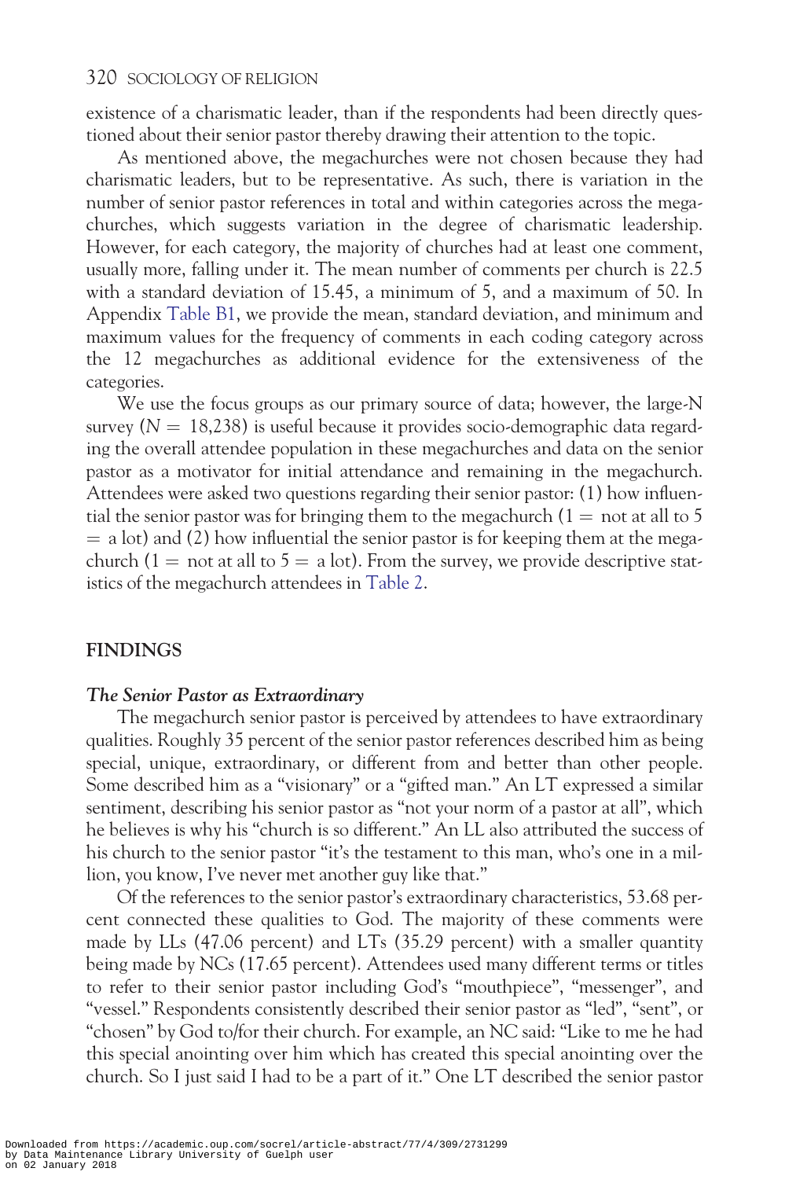existence of a charismatic leader, than if the respondents had been directly questioned about their senior pastor thereby drawing their attention to the topic.

As mentioned above, the megachurches were not chosen because they had charismatic leaders, but to be representative. As such, there is variation in the number of senior pastor references in total and within categories across the megachurches, which suggests variation in the degree of charismatic leadership. However, for each category, the majority of churches had at least one comment, usually more, falling under it. The mean number of comments per church is 22.5 with a standard deviation of 15.45, a minimum of 5, and a maximum of 50. In Appendix Table B1, we provide the mean, standard deviation, and minimum and maximum values for the frequency of comments in each coding category across the 12 megachurches as additional evidence for the extensiveness of the categories.

We use the focus groups as our primary source of data; however, the large-N survey ($N = 18{,}238$) is useful because it provides socio-demographic data regarding the overall attendee population in these megachurches and data on the senior pastor as a motivator for initial attendance and remaining in the megachurch. Attendees were asked two questions regarding their senior pastor: (1) how influential the senior pastor was for bringing them to the megachurch (1 = not at all to 5 = a lot) and (2) how influential the senior pastor is for keeping them at the megachurch (1 = not at all to 5 = a lot). From the survey, we provide descriptive statistics of the megachurch attendees in Table 2.

## FINDINGS

### *The Senior Pastor as Extraordinary*

The megachurch senior pastor is perceived by attendees to have extraordinary qualities. Roughly 35 percent of the senior pastor references described him as being special, unique, extraordinary, or different from and better than other people. Some described him as a "visionary" or a "gifted man." An LT expressed a similar sentiment, describing his senior pastor as "not your norm of a pastor at all", which he believes is why his "church is so different." An LL also attributed the success of his church to the senior pastor "it's the testament to this man, who's one in a million, you know, I've never met another guy like that."

Of the references to the senior pastor's extraordinary characteristics, 53.68 percent connected these qualities to God. The majority of these comments were made by LLs (47.06 percent) and LTs (35.29 percent) with a smaller quantity being made by NCs (17.65 percent). Attendees used many different terms or titles to refer to their senior pastor including God's "mouthpiece", "messenger", and "vessel." Respondents consistently described their senior pastor as "led", "sent", or "chosen" by God to/for their church. For example, an NC said: "Like to me he had this special anointing over him which has created this special anointing over the church. So I just said I had to be a part of it." One LT described the senior pastor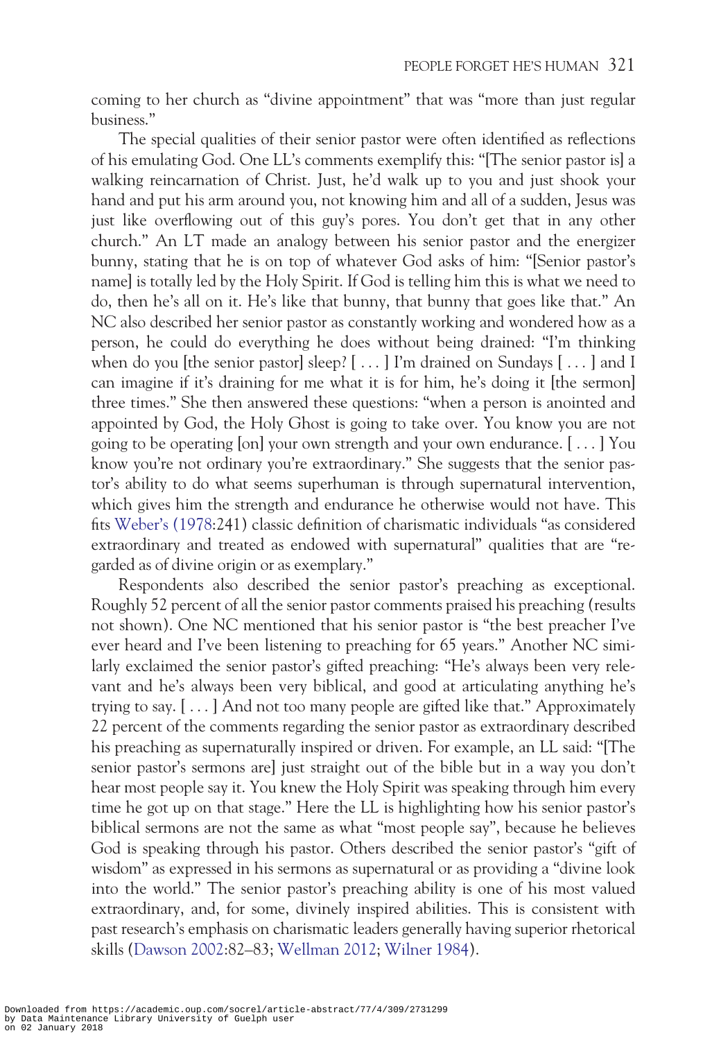coming to her church as "divine appointment" that was "more than just regular business."

The special qualities of their senior pastor were often identified as reflections of his emulating God. One LL's comments exemplify this: "[The senior pastor is] a walking reincarnation of Christ. Just, he'd walk up to you and just shook your hand and put his arm around you, not knowing him and all of a sudden, Jesus was just like overflowing out of this guy's pores. You don't get that in any other church." An LT made an analogy between his senior pastor and the energizer bunny, stating that he is on top of whatever God asks of him: "[Senior pastor's name] is totally led by the Holy Spirit. If God is telling him this is what we need to do, then he's all on it. He's like that bunny, that bunny that goes like that." An NC also described her senior pastor as constantly working and wondered how as a person, he could do everything he does without being drained: "I'm thinking when do you [the senior pastor] sleep? [ . . . ] I'm drained on Sundays [ . . . ] and I can imagine if it's draining for me what it is for him, he's doing it [the sermon] three times." She then answered these questions: "when a person is anointed and appointed by God, the Holy Ghost is going to take over. You know you are not going to be operating [on] your own strength and your own endurance. [ . . . ] You know you're not ordinary you're extraordinary." She suggests that the senior pastor's ability to do what seems superhuman is through supernatural intervention, which gives him the strength and endurance he otherwise would not have. This fits Weber's (1978:241) classic definition of charismatic individuals "as considered extraordinary and treated as endowed with supernatural" qualities that are "regarded as of divine origin or as exemplary."

Respondents also described the senior pastor's preaching as exceptional. Roughly 52 percent of all the senior pastor comments praised his preaching (results not shown). One NC mentioned that his senior pastor is "the best preacher I've ever heard and I've been listening to preaching for 65 years." Another NC similarly exclaimed the senior pastor's gifted preaching: "He's always been very relevant and he's always been very biblical, and good at articulating anything he's trying to say. [ . . . ] And not too many people are gifted like that." Approximately 22 percent of the comments regarding the senior pastor as extraordinary described his preaching as supernaturally inspired or driven. For example, an LL said: "[The senior pastor's sermons are] just straight out of the bible but in a way you don't hear most people say it. You knew the Holy Spirit was speaking through him every time he got up on that stage." Here the LL is highlighting how his senior pastor's biblical sermons are not the same as what "most people say", because he believes God is speaking through his pastor. Others described the senior pastor's "gift of wisdom" as expressed in his sermons as supernatural or as providing a "divine look into the world." The senior pastor's preaching ability is one of his most valued extraordinary, and, for some, divinely inspired abilities. This is consistent with past research's emphasis on charismatic leaders generally having superior rhetorical skills (Dawson 2002:82–83; Wellman 2012; Wilner 1984).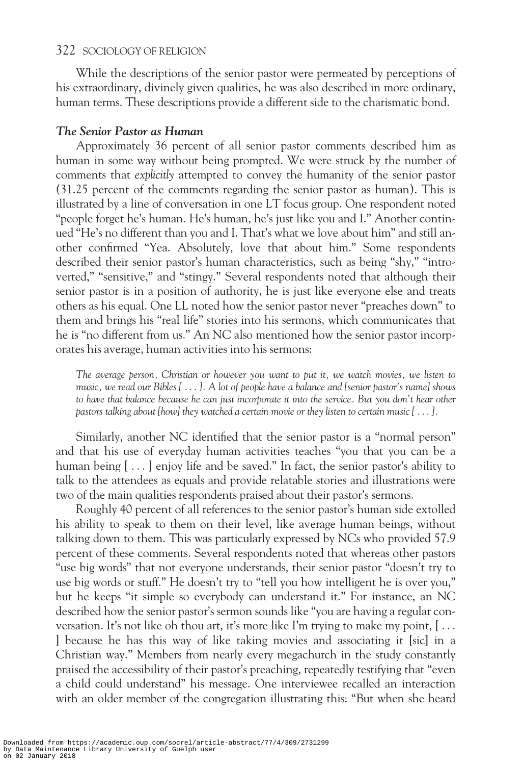While the descriptions of the senior pastor were permeated by perceptions of his extraordinary, divinely given qualities, he was also described in more ordinary, human terms. These descriptions provide a different side to the charismatic bond.

### *The Senior Pastor as Human*

Approximately 36 percent of all senior pastor comments described him as human in some way without being prompted. We were struck by the number of comments that *explicitly* attempted to convey the humanity of the senior pastor (31.25 percent of the comments regarding the senior pastor as human). This is illustrated by a line of conversation in one LT focus group. One respondent noted "people forget he's human. He's human, he's just like you and I." Another continued "He's no different than you and I. That's what we love about him" and still another confirmed "Yea. Absolutely, love that about him." Some respondents described their senior pastor's human characteristics, such as being "shy," "introverted," "sensitive," and "stingy." Several respondents noted that although their senior pastor is in a position of authority, he is just like everyone else and treats others as his equal. One LL noted how the senior pastor never "preaches down" to them and brings his "real life" stories into his sermons, which communicates that he is "no different from us." An NC also mentioned how the senior pastor incorporates his average, human activities into his sermons:

> *The average person, Christian or however you want to put it, we watch movies, we listen to music, we read our Bibles [ . . . ]. A lot of people have a balance and [senior pastor's name] shows to have that balance because he can just incorporate it into the service. But you don't hear other pastors talking about [how] they watched a certain movie or they listen to certain music [ . . . ].*

Similarly, another NC identified that the senior pastor is a "normal person" and that his use of everyday human activities teaches "you that you can be a human being [ . . . ] enjoy life and be saved." In fact, the senior pastor's ability to talk to the attendees as equals and provide relatable stories and illustrations were two of the main qualities respondents praised about their pastor's sermons.

Roughly 40 percent of all references to the senior pastor's human side extolled his ability to speak to them on their level, like average human beings, without talking down to them. This was particularly expressed by NCs who provided 57.9 percent of these comments. Several respondents noted that whereas other pastors "use big words" that not everyone understands, their senior pastor "doesn't try to use big words or stuff." He doesn't try to "tell you how intelligent he is over you," but he keeps "it simple so everybody can understand it." For instance, an NC described how the senior pastor's sermon sounds like "you are having a regular conversation. It's not like oh thou art, it's more like I'm trying to make my point, [ . . . ] because he has this way of like taking movies and associating it [sic] in a Christian way." Members from nearly every megachurch in the study constantly praised the accessibility of their pastor's preaching, repeatedly testifying that "even a child could understand" his message. One interviewee recalled an interaction with an older member of the congregation illustrating this: "But when she heard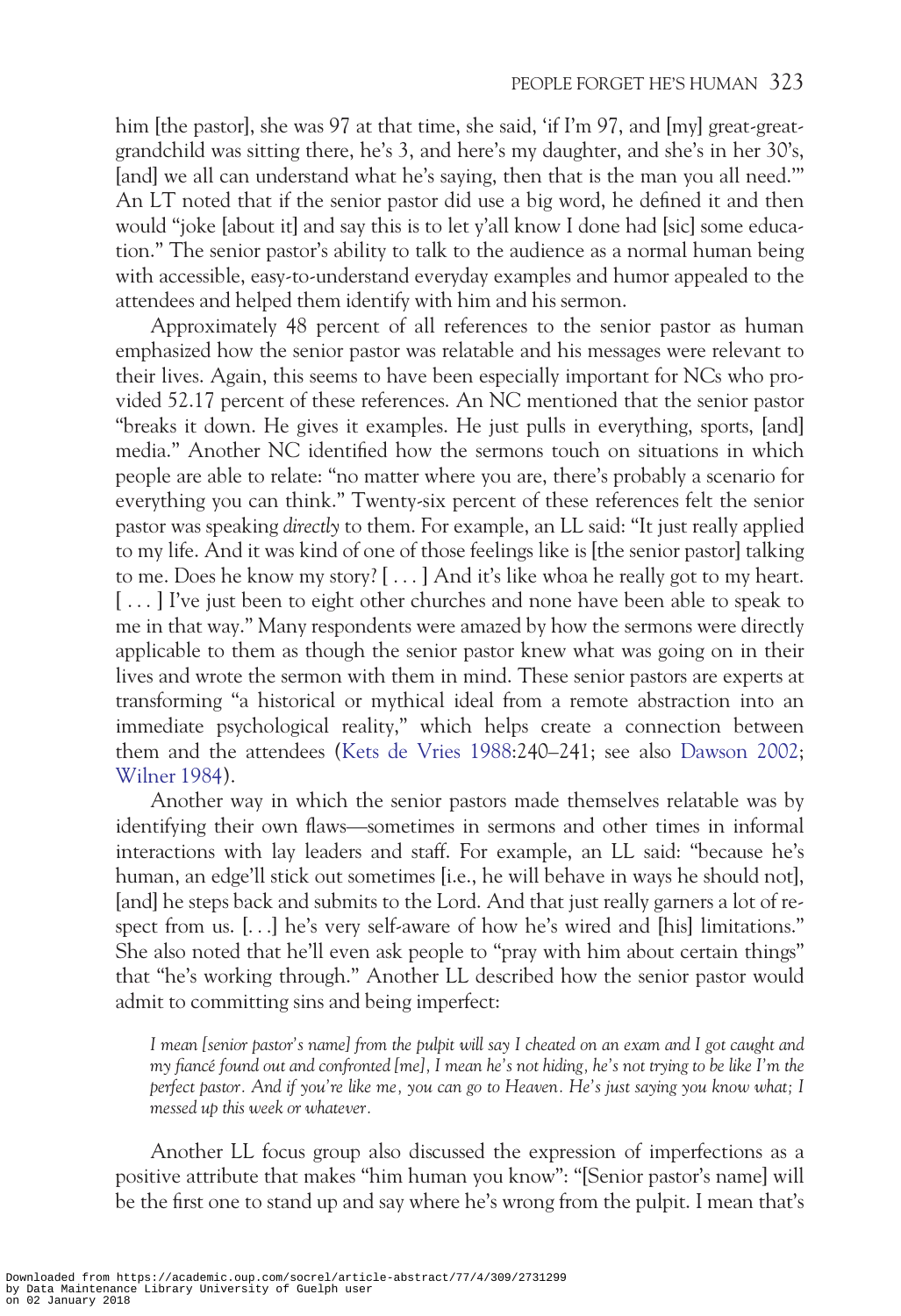him [the pastor], she was 97 at that time, she said, 'if I'm 97, and [my] great-great-grandchild was sitting there, he's 3, and here's my daughter, and she's in her 30's, [and] we all can understand what he's saying, then that is the man you all need.'" An LT noted that if the senior pastor did use a big word, he defined it and then would "joke [about it] and say this is to let y'all know I done had [sic] some education." The senior pastor's ability to talk to the audience as a normal human being with accessible, easy-to-understand everyday examples and humor appealed to the attendees and helped them identify with him and his sermon.

Approximately 48 percent of all references to the senior pastor as human emphasized how the senior pastor was relatable and his messages were relevant to their lives. Again, this seems to have been especially important for NCs who provided 52.17 percent of these references. An NC mentioned that the senior pastor "breaks it down. He gives it examples. He just pulls in everything, sports, [and] media." Another NC identified how the sermons touch on situations in which people are able to relate: "no matter where you are, there's probably a scenario for everything you can think." Twenty-six percent of these references felt the senior pastor was speaking *directly* to them. For example, an LL said: "It just really applied to my life. And it was kind of one of those feelings like is [the senior pastor] talking to me. Does he know my story? [ . . . ] And it's like whoa he really got to my heart. [ . . . ] I've just been to eight other churches and none have been able to speak to me in that way." Many respondents were amazed by how the sermons were directly applicable to them as though the senior pastor knew what was going on in their lives and wrote the sermon with them in mind. These senior pastors are experts at transforming "a historical or mythical ideal from a remote abstraction into an immediate psychological reality," which helps create a connection between them and the attendees (Kets de Vries 1988:240–241; see also Dawson 2002; Wilner 1984).

Another way in which the senior pastors made themselves relatable was by identifying their own flaws—sometimes in sermons and other times in informal interactions with lay leaders and staff. For example, an LL said: "because he's human, an edge'll stick out sometimes [i.e., he will behave in ways he should not], [and] he steps back and submits to the Lord. And that just really garners a lot of respect from us. [. . .] he's very self-aware of how he's wired and [his] limitations." She also noted that he'll even ask people to "pray with him about certain things" that "he's working through." Another LL described how the senior pastor would admit to committing sins and being imperfect:

> *I mean [senior pastor's name] from the pulpit will say I cheated on an exam and I got caught and my fiancé found out and confronted [me], I mean he's not hiding, he's not trying to be like I'm the perfect pastor. And if you're like me, you can go to Heaven. He's just saying you know what; I messed up this week or whatever.*

Another LL focus group also discussed the expression of imperfections as a positive attribute that makes "him human you know": "[Senior pastor's name] will be the first one to stand up and say where he's wrong from the pulpit. I mean that's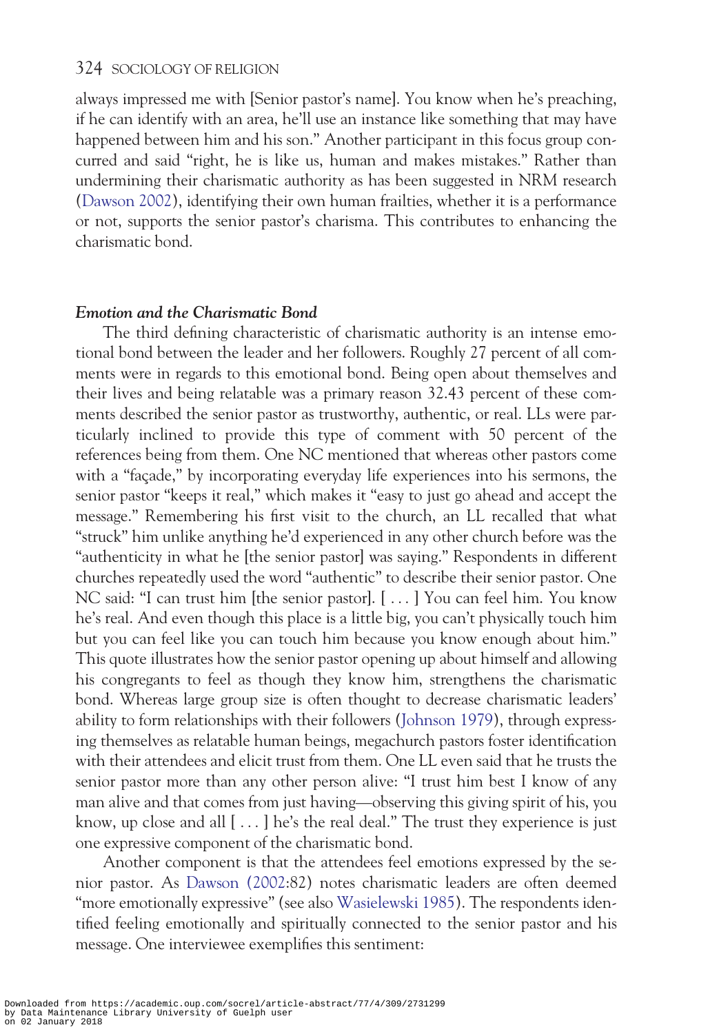always impressed me with [Senior pastor's name]. You know when he's preaching, if he can identify with an area, he'll use an instance like something that may have happened between him and his son." Another participant in this focus group concurred and said "right, he is like us, human and makes mistakes." Rather than undermining their charismatic authority as has been suggested in NRM research (Dawson 2002), identifying their own human frailties, whether it is a performance or not, supports the senior pastor's charisma. This contributes to enhancing the charismatic bond.

### *Emotion and the Charismatic Bond*

The third defining characteristic of charismatic authority is an intense emotional bond between the leader and her followers. Roughly 27 percent of all comments were in regards to this emotional bond. Being open about themselves and their lives and being relatable was a primary reason 32.43 percent of these comments described the senior pastor as trustworthy, authentic, or real. LLs were particularly inclined to provide this type of comment with 50 percent of the references being from them. One NC mentioned that whereas other pastors come with a "façade," by incorporating everyday life experiences into his sermons, the senior pastor "keeps it real," which makes it "easy to just go ahead and accept the message." Remembering his first visit to the church, an LL recalled that what "struck" him unlike anything he'd experienced in any other church before was the "authenticity in what he [the senior pastor] was saying." Respondents in different churches repeatedly used the word "authentic" to describe their senior pastor. One NC said: "I can trust him [the senior pastor]. [ . . . ] You can feel him. You know he's real. And even though this place is a little big, you can't physically touch him but you can feel like you can touch him because you know enough about him." This quote illustrates how the senior pastor opening up about himself and allowing his congregants to feel as though they know him, strengthens the charismatic bond. Whereas large group size is often thought to decrease charismatic leaders' ability to form relationships with their followers (Johnson 1979), through expressing themselves as relatable human beings, megachurch pastors foster identification with their attendees and elicit trust from them. One LL even said that he trusts the senior pastor more than any other person alive: "I trust him best I know of any man alive and that comes from just having—observing this giving spirit of his, you know, up close and all [ . . . ] he's the real deal." The trust they experience is just one expressive component of the charismatic bond.

Another component is that the attendees feel emotions expressed by the senior pastor. As Dawson (2002:82) notes charismatic leaders are often deemed "more emotionally expressive" (see also Wasielewski 1985). The respondents identified feeling emotionally and spiritually connected to the senior pastor and his message. One interviewee exemplifies this sentiment: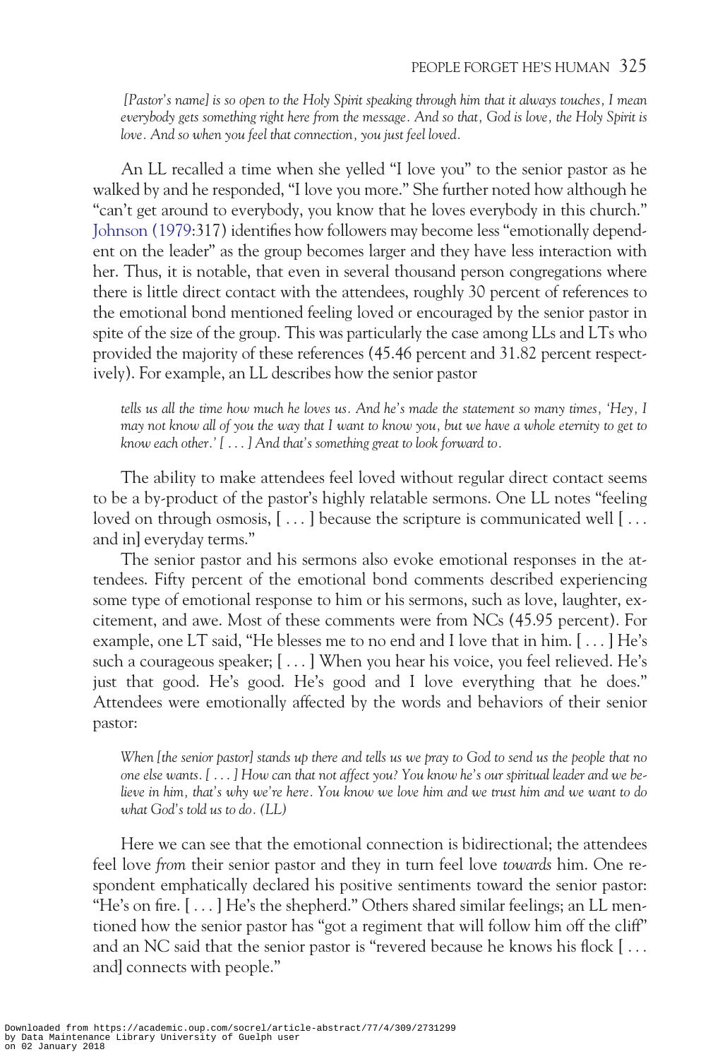*[Pastor's name] is so open to the Holy Spirit speaking through him that it always touches, I mean everybody gets something right here from the message. And so that, God is love, the Holy Spirit is love. And so when you feel that connection, you just feel loved.*

An LL recalled a time when she yelled "I love you" to the senior pastor as he walked by and he responded, "I love you more." She further noted how although he "can't get around to everybody, you know that he loves everybody in this church." Johnson (1979:317) identifies how followers may become less "emotionally dependent on the leader" as the group becomes larger and they have less interaction with her. Thus, it is notable, that even in several thousand person congregations where there is little direct contact with the attendees, roughly 30 percent of references to the emotional bond mentioned feeling loved or encouraged by the senior pastor in spite of the size of the group. This was particularly the case among LLs and LTs who provided the majority of these references (45.46 percent and 31.82 percent respectively). For example, an LL describes how the senior pastor

*tells us all the time how much he loves us. And he's made the statement so many times, 'Hey, I may not know all of you the way that I want to know you, but we have a whole eternity to get to know each other.' [ . . . ] And that's something great to look forward to.*

The ability to make attendees feel loved without regular direct contact seems to be a by-product of the pastor's highly relatable sermons. One LL notes "feeling loved on through osmosis, [ . . . ] because the scripture is communicated well [ . . . and in] everyday terms."

The senior pastor and his sermons also evoke emotional responses in the attendees. Fifty percent of the emotional bond comments described experiencing some type of emotional response to him or his sermons, such as love, laughter, excitement, and awe. Most of these comments were from NCs (45.95 percent). For example, one LT said, "He blesses me to no end and I love that in him. [ . . . ] He's such a courageous speaker; [ . . . ] When you hear his voice, you feel relieved. He's just that good. He's good. He's good and I love everything that he does." Attendees were emotionally affected by the words and behaviors of their senior pastor:

*When [the senior pastor] stands up there and tells us we pray to God to send us the people that no one else wants. [ . . . ] How can that not affect you? You know he's our spiritual leader and we believe in him, that's why we're here. You know we love him and we trust him and we want to do what God's told us to do. (LL)*

Here we can see that the emotional connection is bidirectional; the attendees feel love *from* their senior pastor and they in turn feel love *towards* him. One respondent emphatically declared his positive sentiments toward the senior pastor: "He's on fire. [ . . . ] He's the shepherd." Others shared similar feelings; an LL mentioned how the senior pastor has "got a regiment that will follow him off the cliff" and an NC said that the senior pastor is "revered because he knows his flock [ . . . and] connects with people."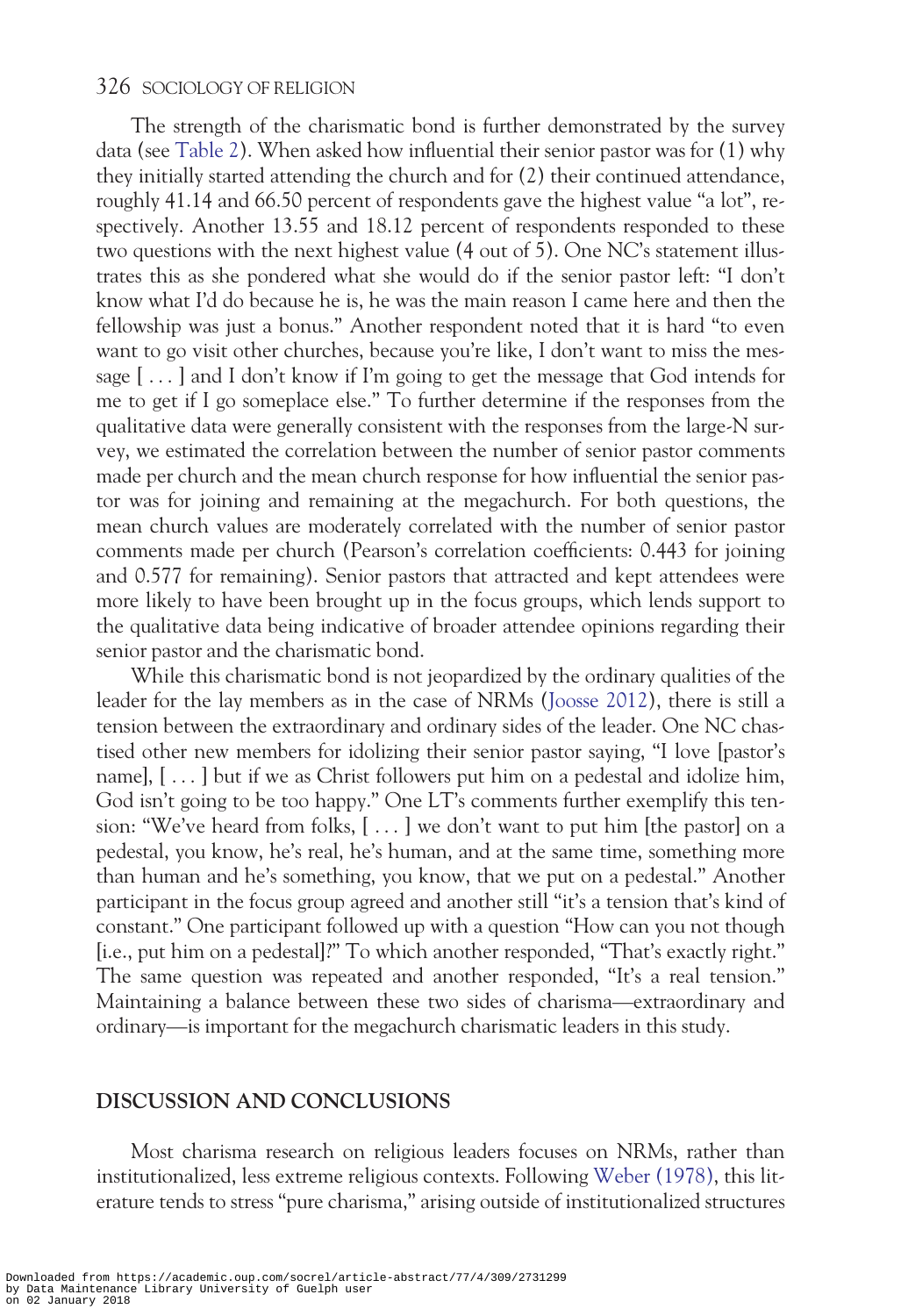The strength of the charismatic bond is further demonstrated by the survey data (see Table 2). When asked how influential their senior pastor was for (1) why they initially started attending the church and for (2) their continued attendance, roughly 41.14 and 66.50 percent of respondents gave the highest value "a lot", respectively. Another 13.55 and 18.12 percent of respondents responded to these two questions with the next highest value (4 out of 5). One NC's statement illustrates this as she pondered what she would do if the senior pastor left: "I don't know what I'd do because he is, he was the main reason I came here and then the fellowship was just a bonus." Another respondent noted that it is hard "to even want to go visit other churches, because you're like, I don't want to miss the message [ . . . ] and I don't know if I'm going to get the message that God intends for me to get if I go someplace else." To further determine if the responses from the qualitative data were generally consistent with the responses from the large-N survey, we estimated the correlation between the number of senior pastor comments made per church and the mean church response for how influential the senior pastor was for joining and remaining at the megachurch. For both questions, the mean church values are moderately correlated with the number of senior pastor comments made per church (Pearson's correlation coefficients: 0.443 for joining and 0.577 for remaining). Senior pastors that attracted and kept attendees were more likely to have been brought up in the focus groups, which lends support to the qualitative data being indicative of broader attendee opinions regarding their senior pastor and the charismatic bond.

While this charismatic bond is not jeopardized by the ordinary qualities of the leader for the lay members as in the case of NRMs (Joosse 2012), there is still a tension between the extraordinary and ordinary sides of the leader. One NC chastised other new members for idolizing their senior pastor saying, "I love [pastor's name], [ . . . ] but if we as Christ followers put him on a pedestal and idolize him, God isn't going to be too happy." One LT's comments further exemplify this tension: "We've heard from folks, [ . . . ] we don't want to put him [the pastor] on a pedestal, you know, he's real, he's human, and at the same time, something more than human and he's something, you know, that we put on a pedestal." Another participant in the focus group agreed and another still "it's a tension that's kind of constant." One participant followed up with a question "How can you not though [i.e., put him on a pedestal]?" To which another responded, "That's exactly right." The same question was repeated and another responded, "It's a real tension." Maintaining a balance between these two sides of charisma—extraordinary and ordinary—is important for the megachurch charismatic leaders in this study.

## DISCUSSION AND CONCLUSIONS

Most charisma research on religious leaders focuses on NRMs, rather than institutionalized, less extreme religious contexts. Following Weber (1978), this literature tends to stress "pure charisma," arising outside of institutionalized structures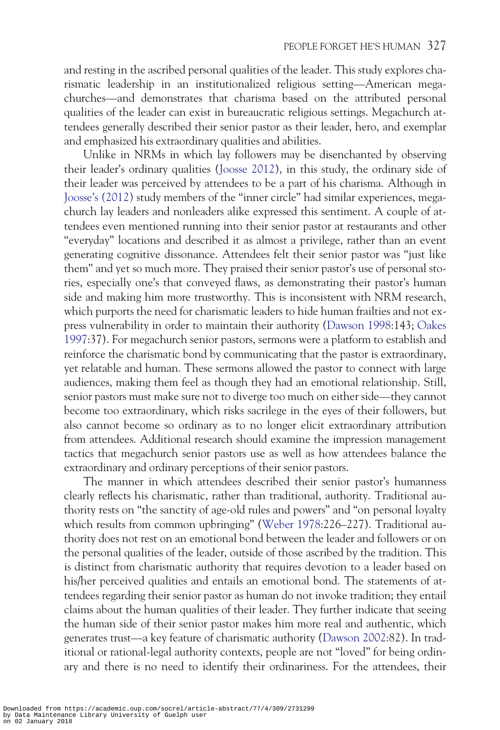and resting in the ascribed personal qualities of the leader. This study explores charismatic leadership in an institutionalized religious setting—American megachurches—and demonstrates that charisma based on the attributed personal qualities of the leader can exist in bureaucratic religious settings. Megachurch attendees generally described their senior pastor as their leader, hero, and exemplar and emphasized his extraordinary qualities and abilities.

Unlike in NRMs in which lay followers may be disenchanted by observing their leader's ordinary qualities (Joosse 2012), in this study, the ordinary side of their leader was perceived by attendees to be a part of his charisma. Although in Joosse's (2012) study members of the "inner circle" had similar experiences, megachurch lay leaders and nonleaders alike expressed this sentiment. A couple of attendees even mentioned running into their senior pastor at restaurants and other "everyday" locations and described it as almost a privilege, rather than an event generating cognitive dissonance. Attendees felt their senior pastor was "just like them" and yet so much more. They praised their senior pastor's use of personal stories, especially one's that conveyed flaws, as demonstrating their pastor's human side and making him more trustworthy. This is inconsistent with NRM research, which purports the need for charismatic leaders to hide human frailties and not express vulnerability in order to maintain their authority (Dawson 1998:143; Oakes 1997:37). For megachurch senior pastors, sermons were a platform to establish and reinforce the charismatic bond by communicating that the pastor is extraordinary, yet relatable and human. These sermons allowed the pastor to connect with large audiences, making them feel as though they had an emotional relationship. Still, senior pastors must make sure not to diverge too much on either side—they cannot become too extraordinary, which risks sacrilege in the eyes of their followers, but also cannot become so ordinary as to no longer elicit extraordinary attribution from attendees. Additional research should examine the impression management tactics that megachurch senior pastors use as well as how attendees balance the extraordinary and ordinary perceptions of their senior pastors.

The manner in which attendees described their senior pastor's humanness clearly reflects his charismatic, rather than traditional, authority. Traditional authority rests on "the sanctity of age-old rules and powers" and "on personal loyalty which results from common upbringing" (Weber 1978:226–227). Traditional authority does not rest on an emotional bond between the leader and followers or on the personal qualities of the leader, outside of those ascribed by the tradition. This is distinct from charismatic authority that requires devotion to a leader based on his/her perceived qualities and entails an emotional bond. The statements of attendees regarding their senior pastor as human do not invoke tradition; they entail claims about the human qualities of their leader. They further indicate that seeing the human side of their senior pastor makes him more real and authentic, which generates trust—a key feature of charismatic authority (Dawson 2002:82). In traditional or rational-legal authority contexts, people are not "loved" for being ordinary and there is no need to identify their ordinariness. For the attendees, their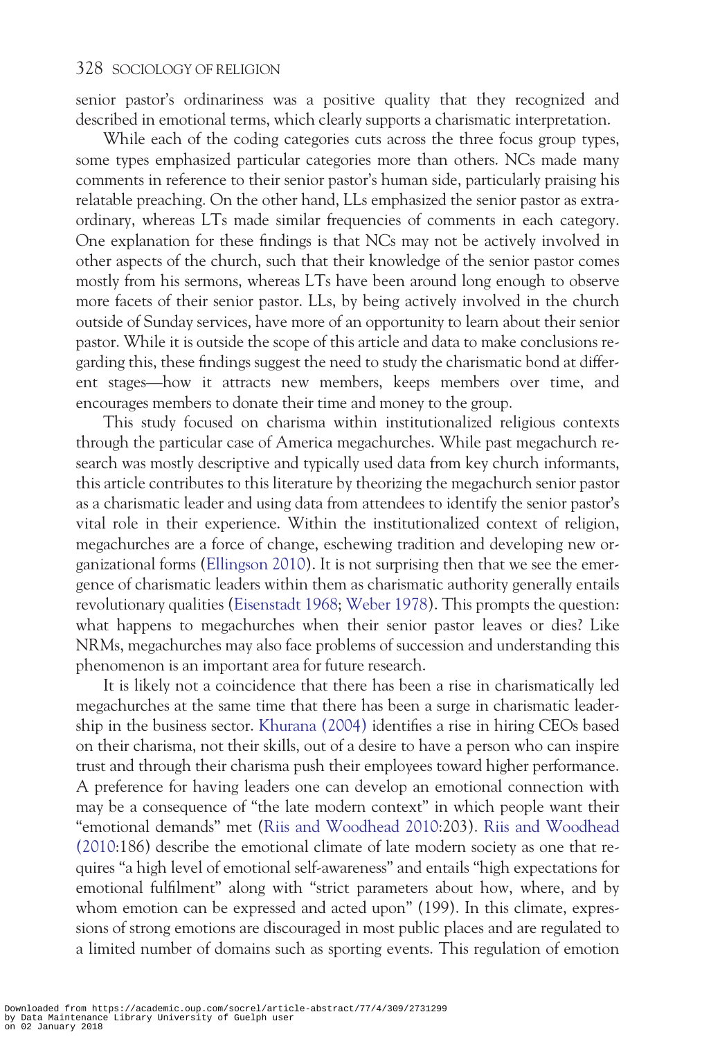senior pastor's ordinariness was a positive quality that they recognized and described in emotional terms, which clearly supports a charismatic interpretation.

While each of the coding categories cuts across the three focus group types, some types emphasized particular categories more than others. NCs made many comments in reference to their senior pastor's human side, particularly praising his relatable preaching. On the other hand, LLs emphasized the senior pastor as extraordinary, whereas LTs made similar frequencies of comments in each category. One explanation for these findings is that NCs may not be actively involved in other aspects of the church, such that their knowledge of the senior pastor comes mostly from his sermons, whereas LTs have been around long enough to observe more facets of their senior pastor. LLs, by being actively involved in the church outside of Sunday services, have more of an opportunity to learn about their senior pastor. While it is outside the scope of this article and data to make conclusions regarding this, these findings suggest the need to study the charismatic bond at different stages—how it attracts new members, keeps members over time, and encourages members to donate their time and money to the group.

This study focused on charisma within institutionalized religious contexts through the particular case of America megachurches. While past megachurch research was mostly descriptive and typically used data from key church informants, this article contributes to this literature by theorizing the megachurch senior pastor as a charismatic leader and using data from attendees to identify the senior pastor's vital role in their experience. Within the institutionalized context of religion, megachurches are a force of change, eschewing tradition and developing new organizational forms (Ellingson 2010). It is not surprising then that we see the emergence of charismatic leaders within them as charismatic authority generally entails revolutionary qualities (Eisenstadt 1968; Weber 1978). This prompts the question: what happens to megachurches when their senior pastor leaves or dies? Like NRMs, megachurches may also face problems of succession and understanding this phenomenon is an important area for future research.

It is likely not a coincidence that there has been a rise in charismatically led megachurches at the same time that there has been a surge in charismatic leadership in the business sector. Khurana (2004) identifies a rise in hiring CEOs based on their charisma, not their skills, out of a desire to have a person who can inspire trust and through their charisma push their employees toward higher performance. A preference for having leaders one can develop an emotional connection with may be a consequence of "the late modern context" in which people want their "emotional demands" met (Riis and Woodhead 2010:203). Riis and Woodhead (2010:186) describe the emotional climate of late modern society as one that requires "a high level of emotional self-awareness" and entails "high expectations for emotional fulfilment" along with "strict parameters about how, where, and by whom emotion can be expressed and acted upon" (199). In this climate, expressions of strong emotions are discouraged in most public places and are regulated to a limited number of domains such as sporting events. This regulation of emotion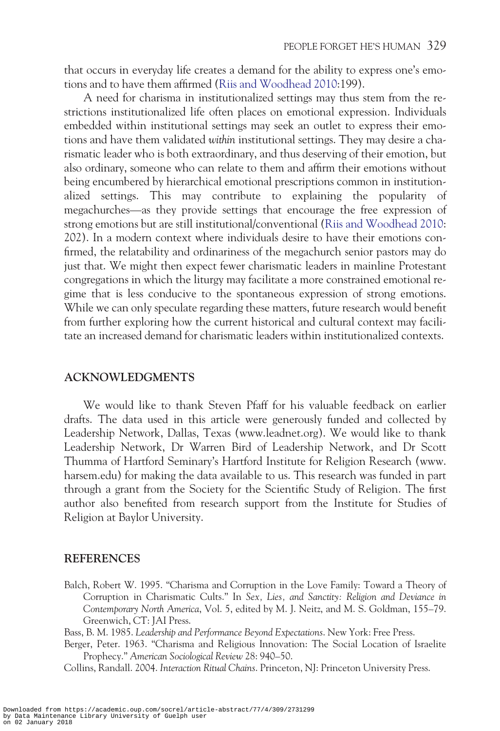that occurs in everyday life creates a demand for the ability to express one's emotions and to have them affirmed (Riis and Woodhead 2010:199).

A need for charisma in institutionalized settings may thus stem from the restrictions institutionalized life often places on emotional expression. Individuals embedded within institutional settings may seek an outlet to express their emotions and have them validated *within* institutional settings. They may desire a charismatic leader who is both extraordinary, and thus deserving of their emotion, but also ordinary, someone who can relate to them and affirm their emotions without being encumbered by hierarchical emotional prescriptions common in institutionalized settings. This may contribute to explaining the popularity of megachurches—as they provide settings that encourage the free expression of strong emotions but are still institutional/conventional (Riis and Woodhead 2010: 202). In a modern context where individuals desire to have their emotions confirmed, the relatability and ordinariness of the megachurch senior pastors may do just that. We might then expect fewer charismatic leaders in mainline Protestant congregations in which the liturgy may facilitate a more constrained emotional regime that is less conducive to the spontaneous expression of strong emotions. While we can only speculate regarding these matters, future research would benefit from further exploring how the current historical and cultural context may facilitate an increased demand for charismatic leaders within institutionalized contexts.

## ACKNOWLEDGMENTS

We would like to thank Steven Pfaff for his valuable feedback on earlier drafts. The data used in this article were generously funded and collected by Leadership Network, Dallas, Texas (www.leadnet.org). We would like to thank Leadership Network, Dr Warren Bird of Leadership Network, and Dr Scott Thumma of Hartford Seminary's Hartford Institute for Religion Research (www.harsem.edu) for making the data available to us. This research was funded in part through a grant from the Society for the Scientific Study of Religion. The first author also benefited from research support from the Institute for Studies of Religion at Baylor University.

## REFERENCES

Balch, Robert W. 1995. "Charisma and Corruption in the Love Family: Toward a Theory of Corruption in Charismatic Cults." In *Sex, Lies, and Sanctity: Religion and Deviance in Contemporary North America*, Vol. 5, edited by M. J. Neitz, and M. S. Goldman, 155–79. Greenwich, CT: JAI Press.

Bass, B. M. 1985. *Leadership and Performance Beyond Expectations*. New York: Free Press.

Berger, Peter. 1963. "Charisma and Religious Innovation: The Social Location of Israelite Prophecy." *American Sociological Review* 28: 940–50.

Collins, Randall. 2004. *Interaction Ritual Chains*. Princeton, NJ: Princeton University Press.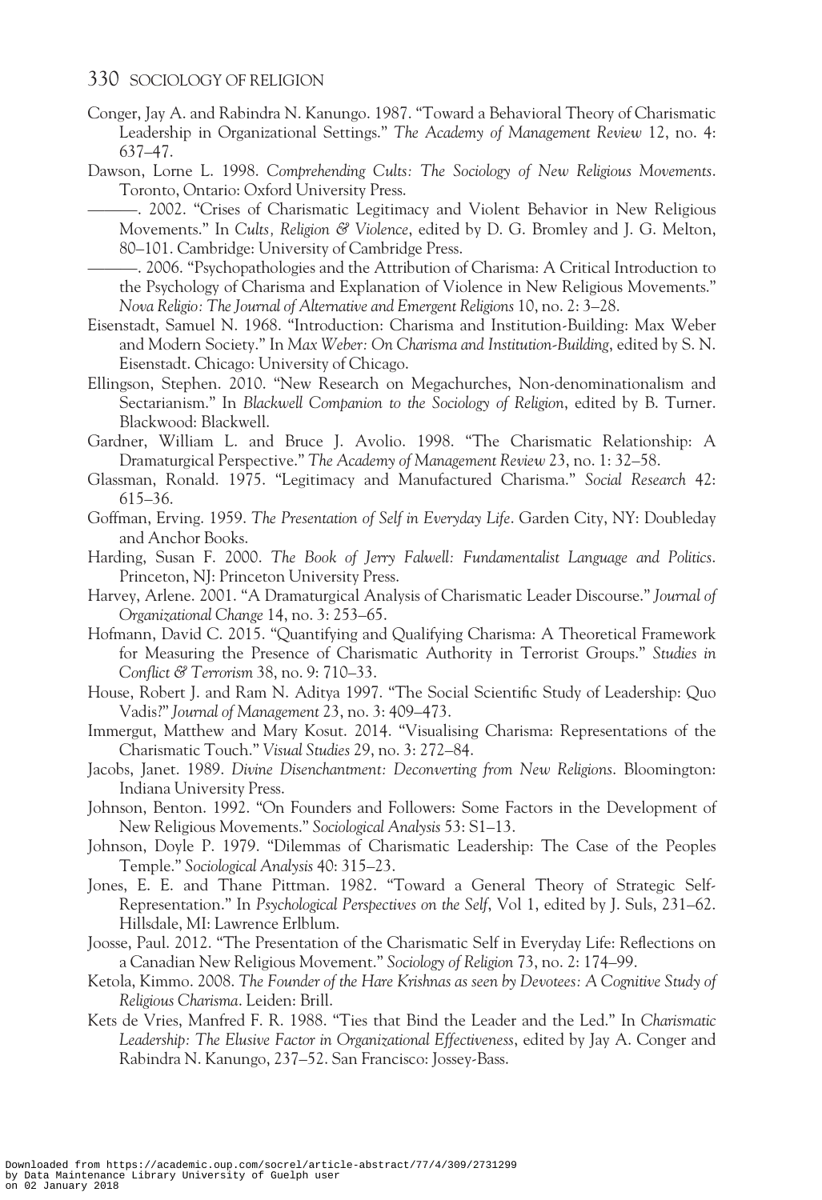Conger, Jay A. and Rabindra N. Kanungo. 1987. "Toward a Behavioral Theory of Charismatic Leadership in Organizational Settings." *The Academy of Management Review* 12, no. 4: 637–47.

Dawson, Lorne L. 1998. *Comprehending Cults: The Sociology of New Religious Movements*. Toronto, Ontario: Oxford University Press.

———. 2002. "Crises of Charismatic Legitimacy and Violent Behavior in New Religious Movements." In *Cults, Religion & Violence*, edited by D. G. Bromley and J. G. Melton, 80–101. Cambridge: University of Cambridge Press.

———. 2006. "Psychopathologies and the Attribution of Charisma: A Critical Introduction to the Psychology of Charisma and Explanation of Violence in New Religious Movements." *Nova Religio: The Journal of Alternative and Emergent Religions* 10, no. 2: 3–28.

Eisenstadt, Samuel N. 1968. "Introduction: Charisma and Institution-Building: Max Weber and Modern Society." In *Max Weber: On Charisma and Institution-Building*, edited by S. N. Eisenstadt. Chicago: University of Chicago.

Ellingson, Stephen. 2010. "New Research on Megachurches, Non-denominationalism and Sectarianism." In *Blackwell Companion to the Sociology of Religion*, edited by B. Turner. Blackwood: Blackwell.

Gardner, William L. and Bruce J. Avolio. 1998. "The Charismatic Relationship: A Dramaturgical Perspective." *The Academy of Management Review* 23, no. 1: 32–58.

Glassman, Ronald. 1975. "Legitimacy and Manufactured Charisma." *Social Research* 42: 615–36.

Goffman, Erving. 1959. *The Presentation of Self in Everyday Life*. Garden City, NY: Doubleday and Anchor Books.

Harding, Susan F. 2000. *The Book of Jerry Falwell: Fundamentalist Language and Politics*. Princeton, NJ: Princeton University Press.

Harvey, Arlene. 2001. "A Dramaturgical Analysis of Charismatic Leader Discourse." *Journal of Organizational Change* 14, no. 3: 253–65.

Hofmann, David C. 2015. "Quantifying and Qualifying Charisma: A Theoretical Framework for Measuring the Presence of Charismatic Authority in Terrorist Groups." *Studies in Conflict & Terrorism* 38, no. 9: 710–33.

House, Robert J. and Ram N. Aditya 1997. "The Social Scientific Study of Leadership: Quo Vadis?" *Journal of Management* 23, no. 3: 409–473.

Immergut, Matthew and Mary Kosut. 2014. "Visualising Charisma: Representations of the Charismatic Touch." *Visual Studies* 29, no. 3: 272–84.

Jacobs, Janet. 1989. *Divine Disenchantment: Deconverting from New Religions*. Bloomington: Indiana University Press.

Johnson, Benton. 1992. "On Founders and Followers: Some Factors in the Development of New Religious Movements." *Sociological Analysis* 53: S1–13.

Johnson, Doyle P. 1979. "Dilemmas of Charismatic Leadership: The Case of the Peoples Temple." *Sociological Analysis* 40: 315–23.

Jones, E. E. and Thane Pittman. 1982. "Toward a General Theory of Strategic Self-Representation." In *Psychological Perspectives on the Self*, Vol 1, edited by J. Suls, 231–62. Hillsdale, MI: Lawrence Erlblum.

Joosse, Paul. 2012. "The Presentation of the Charismatic Self in Everyday Life: Reflections on a Canadian New Religious Movement." *Sociology of Religion* 73, no. 2: 174–99.

Ketola, Kimmo. 2008. *The Founder of the Hare Krishnas as seen by Devotees: A Cognitive Study of Religious Charisma*. Leiden: Brill.

Kets de Vries, Manfred F. R. 1988. "Ties that Bind the Leader and the Led." In *Charismatic Leadership: The Elusive Factor in Organizational Effectiveness*, edited by Jay A. Conger and Rabindra N. Kanungo, 237–52. San Francisco: Jossey-Bass.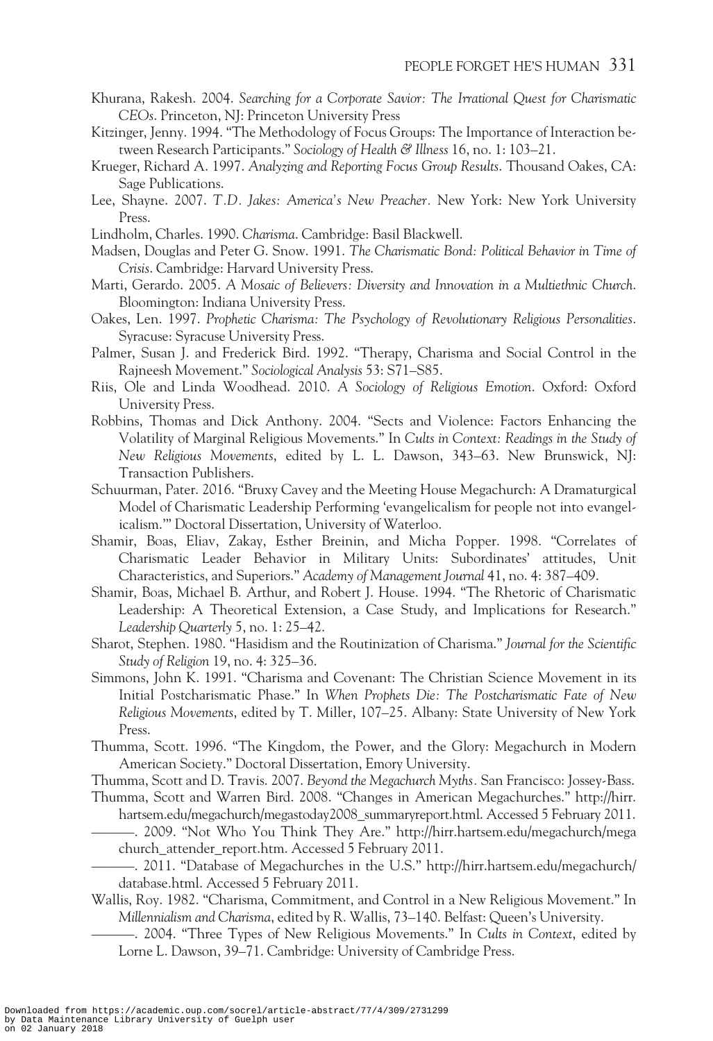Khurana, Rakesh. 2004. *Searching for a Corporate Savior: The Irrational Quest for Charismatic CEOs*. Princeton, NJ: Princeton University Press

Kitzinger, Jenny. 1994. "The Methodology of Focus Groups: The Importance of Interaction between Research Participants." *Sociology of Health & Illness* 16, no. 1: 103–21.

Krueger, Richard A. 1997. *Analyzing and Reporting Focus Group Results*. Thousand Oakes, CA: Sage Publications.

Lee, Shayne. 2007. *T.D. Jakes: America's New Preacher*. New York: New York University Press.

Lindholm, Charles. 1990. *Charisma*. Cambridge: Basil Blackwell.

Madsen, Douglas and Peter G. Snow. 1991. *The Charismatic Bond: Political Behavior in Time of Crisis*. Cambridge: Harvard University Press.

Marti, Gerardo. 2005. *A Mosaic of Believers: Diversity and Innovation in a Multiethnic Church*. Bloomington: Indiana University Press.

Oakes, Len. 1997. *Prophetic Charisma: The Psychology of Revolutionary Religious Personalities*. Syracuse: Syracuse University Press.

Palmer, Susan J. and Frederick Bird. 1992. "Therapy, Charisma and Social Control in the Rajneesh Movement." *Sociological Analysis* 53: S71–S85.

Riis, Ole and Linda Woodhead. 2010. *A Sociology of Religious Emotion*. Oxford: Oxford University Press.

Robbins, Thomas and Dick Anthony. 2004. "Sects and Violence: Factors Enhancing the Volatility of Marginal Religious Movements." In *Cults in Context: Readings in the Study of New Religious Movements*, edited by L. L. Dawson, 343–63. New Brunswick, NJ: Transaction Publishers.

Schuurman, Pater. 2016. "Bruxy Cavey and the Meeting House Megachurch: A Dramaturgical Model of Charismatic Leadership Performing 'evangelicalism for people not into evangelicalism.'" Doctoral Dissertation, University of Waterloo.

Shamir, Boas, Eliav, Zakay, Esther Breinin, and Micha Popper. 1998. "Correlates of Charismatic Leader Behavior in Military Units: Subordinates' attitudes, Unit Characteristics, and Superiors." *Academy of Management Journal* 41, no. 4: 387–409.

Shamir, Boas, Michael B. Arthur, and Robert J. House. 1994. "The Rhetoric of Charismatic Leadership: A Theoretical Extension, a Case Study, and Implications for Research." *Leadership Quarterly* 5, no. 1: 25–42.

Sharot, Stephen. 1980. "Hasidism and the Routinization of Charisma." *Journal for the Scientific Study of Religion* 19, no. 4: 325–36.

Simmons, John K. 1991. "Charisma and Covenant: The Christian Science Movement in its Initial Postcharismatic Phase." In *When Prophets Die: The Postcharismatic Fate of New Religious Movements*, edited by T. Miller, 107–25. Albany: State University of New York Press.

Thumma, Scott. 1996. "The Kingdom, the Power, and the Glory: Megachurch in Modern American Society." Doctoral Dissertation, Emory University.

Thumma, Scott and D. Travis. 2007. *Beyond the Megachurch Myths*. San Francisco: Jossey-Bass.

Thumma, Scott and Warren Bird. 2008. "Changes in American Megachurches." http://hirr.hartsem.edu/megachurch/megastoday2008_summaryreport.html. Accessed 5 February 2011.

———. 2009. "Not Who You Think They Are." http://hirr.hartsem.edu/megachurch/megachurch_attender_report.htm. Accessed 5 February 2011.

———. 2011. "Database of Megachurches in the U.S." http://hirr.hartsem.edu/megachurch/database.html. Accessed 5 February 2011.

Wallis, Roy. 1982. "Charisma, Commitment, and Control in a New Religious Movement." In *Millennialism and Charisma*, edited by R. Wallis, 73–140. Belfast: Queen's University.

———. 2004. "Three Types of New Religious Movements." In *Cults in Context*, edited by Lorne L. Dawson, 39–71. Cambridge: University of Cambridge Press.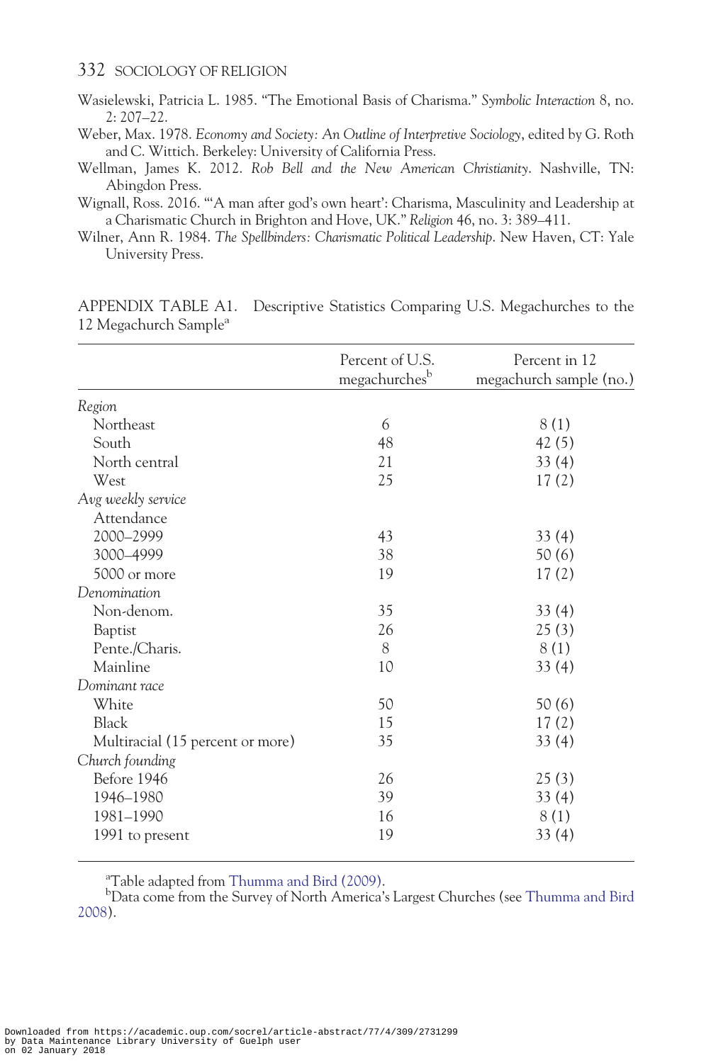Wasielewski, Patricia L. 1985. "The Emotional Basis of Charisma." *Symbolic Interaction* 8, no. 2: 207–22.

Weber, Max. 1978. *Economy and Society: An Outline of Interpretive Sociology*, edited by G. Roth and C. Wittich. Berkeley: University of California Press.

Wellman, James K. 2012. *Rob Bell and the New American Christianity*. Nashville, TN: Abingdon Press.

Wignall, Ross. 2016. "'A man after god's own heart': Charisma, Masculinity and Leadership at a Charismatic Church in Brighton and Hove, UK." *Religion* 46, no. 3: 389–411.

Wilner, Ann R. 1984. *The Spellbinders: Charismatic Political Leadership*. New Haven, CT: Yale University Press.

APPENDIX TABLE A1. Descriptive Statistics Comparing U.S. Megachurches to the 12 Megachurch Sample[a]

| | Percent of U.S. megachurches[b] | Percent in 12 megachurch sample (no.) |
|---|---|---|
| *Region* | | |
| Northeast | 6 | 8 (1) |
| South | 48 | 42 (5) |
| North central | 21 | 33 (4) |
| West | 25 | 17 (2) |
| *Avg weekly service* | | |
| Attendance | | |
| 2000–2999 | 43 | 33 (4) |
| 3000–4999 | 38 | 50 (6) |
| 5000 or more | 19 | 17 (2) |
| *Denomination* | | |
| Non-denom. | 35 | 33 (4) |
| Baptist | 26 | 25 (3) |
| Pente./Charis. | 8 | 8 (1) |
| Mainline | 10 | 33 (4) |
| *Dominant race* | | |
| White | 50 | 50 (6) |
| Black | 15 | 17 (2) |
| Multiracial (15 percent or more) | 35 | 33 (4) |
| *Church founding* | | |
| Before 1946 | 26 | 25 (3) |
| 1946–1980 | 39 | 33 (4) |
| 1981–1990 | 16 | 8 (1) |
| 1991 to present | 19 | 33 (4) |

[a]Table adapted from Thumma and Bird (2009).

[b]Data come from the Survey of North America's Largest Churches (see Thumma and Bird 2008).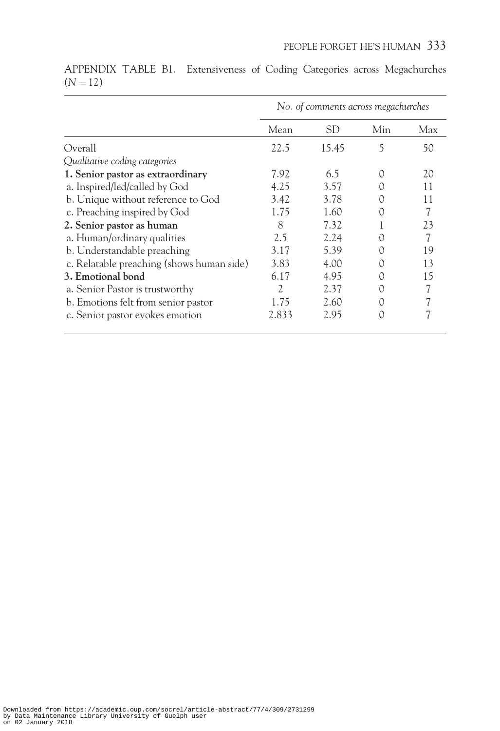APPENDIX TABLE B1. Extensiveness of Coding Categories across Megachurches ($N = 12$)

| | *No. of comments across megachurches* | | | |
|---|---|---|---|---|
| | Mean | SD | Min | Max |
| Overall | 22.5 | 15.45 | 5 | 50 |
| *Qualitative coding categories* | | | | |
| **1. Senior pastor as extraordinary** | 7.92 | 6.5 | 0 | 20 |
| a. Inspired/led/called by God | 4.25 | 3.57 | 0 | 11 |
| b. Unique without reference to God | 3.42 | 3.78 | 0 | 11 |
| c. Preaching inspired by God | 1.75 | 1.60 | 0 | 7 |
| **2. Senior pastor as human** | 8 | 7.32 | 1 | 23 |
| a. Human/ordinary qualities | 2.5 | 2.24 | 0 | 7 |
| b. Understandable preaching | 3.17 | 5.39 | 0 | 19 |
| c. Relatable preaching (shows human side) | 3.83 | 4.00 | 0 | 13 |
| **3. Emotional bond** | 6.17 | 4.95 | 0 | 15 |
| a. Senior Pastor is trustworthy | 2 | 2.37 | 0 | 7 |
| b. Emotions felt from senior pastor | 1.75 | 2.60 | 0 | 7 |
| c. Senior pastor evokes emotion | 2.833 | 2.95 | 0 | 7 |